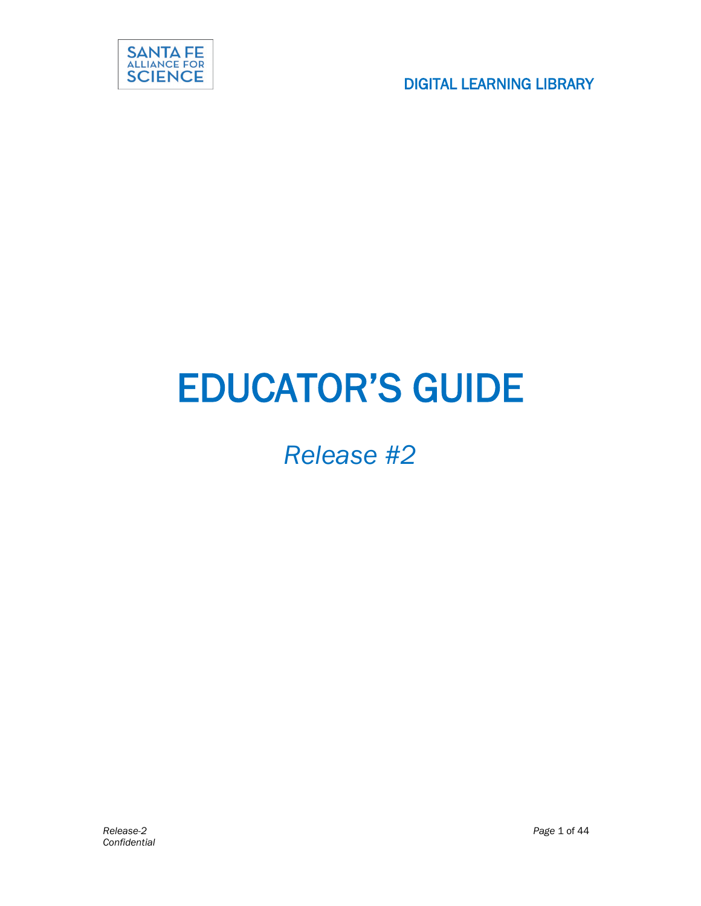SANTA FE ALLIANCE FOR SCIENCE

DIGITAL LEARNING LIBRARY

# EDUCATOR'S GUIDE

*Release #2*

*Release-2*
*Confidential*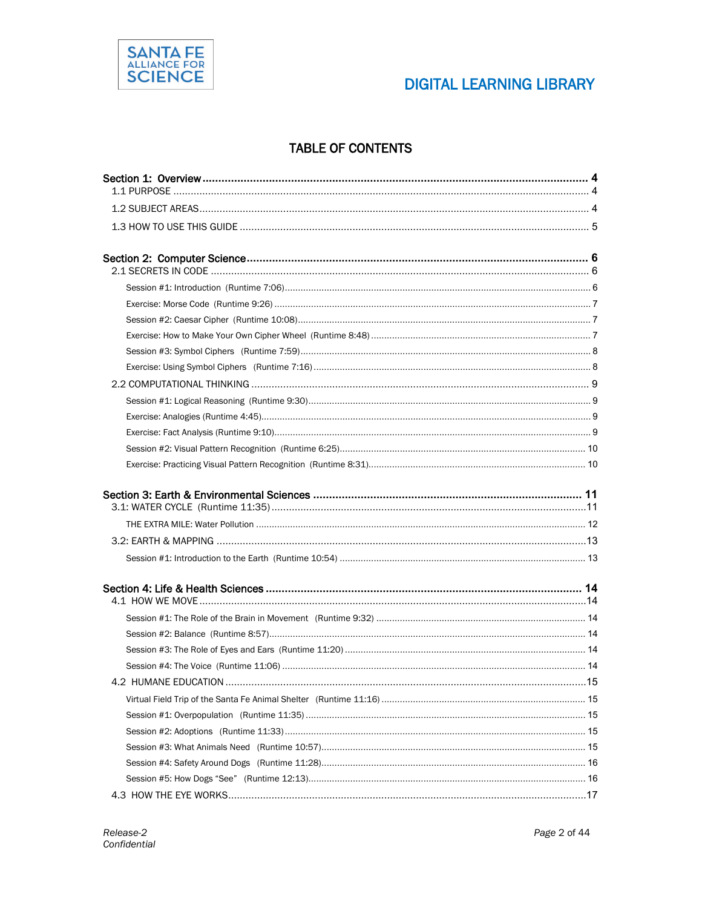# TABLE OF CONTENTS

**Section 1: Overview** ........ **4**
- 1.1 PURPOSE ........ 4
- 1.2 SUBJECT AREAS ........ 4
- 1.3 HOW TO USE THIS GUIDE ........ 5

**Section 2: Computer Science** ........ **6**
- 2.1 SECRETS IN CODE ........ 6
  - Session #1: Introduction (Runtime 7:06) ........ 6
  - Exercise: Morse Code (Runtime 9:26) ........ 7
  - Session #2: Caesar Cipher (Runtime 10:08) ........ 7
  - Exercise: How to Make Your Own Cipher Wheel (Runtime 8:48) ........ 7
  - Session #3: Symbol Ciphers (Runtime 7:59) ........ 8
  - Exercise: Using Symbol Ciphers (Runtime 7:16) ........ 8
- 2.2 COMPUTATIONAL THINKING ........ 9
  - Session #1: Logical Reasoning (Runtime 9:30) ........ 9
  - Exercise: Analogies (Runtime 4:45) ........ 9
  - Exercise: Fact Analysis (Runtime 9:10) ........ 9
  - Session #2: Visual Pattern Recognition (Runtime 6:25) ........ 10
  - Exercise: Practicing Visual Pattern Recognition (Runtime 8:31) ........ 10

**Section 3: Earth & Environmental Sciences** ........ **11**
- 3.1: WATER CYCLE (Runtime 11:35) ........ 11
  - THE EXTRA MILE: Water Pollution ........ 12
- 3.2: EARTH & MAPPING ........ 13
  - Session #1: Introduction to the Earth (Runtime 10:54) ........ 13

**Section 4: Life & Health Sciences** ........ **14**
- 4.1 HOW WE MOVE ........ 14
  - Session #1: The Role of the Brain in Movement (Runtime 9:32) ........ 14
  - Session #2: Balance (Runtime 8:57) ........ 14
  - Session #3: The Role of Eyes and Ears (Runtime 11:20) ........ 14
  - Session #4: The Voice (Runtime 11:06) ........ 14
- 4.2 HUMANE EDUCATION ........ 15
  - Virtual Field Trip of the Santa Fe Animal Shelter (Runtime 11:16) ........ 15
  - Session #1: Overpopulation (Runtime 11:35) ........ 15
  - Session #2: Adoptions (Runtime 11:33) ........ 15
  - Session #3: What Animals Need (Runtime 10:57) ........ 15
  - Session #4: Safety Around Dogs (Runtime 11:28) ........ 16
  - Session #5: How Dogs "See" (Runtime 12:13) ........ 16
- 4.3 HOW THE EYE WORKS ........ 17

*Release-2*
*Confidential*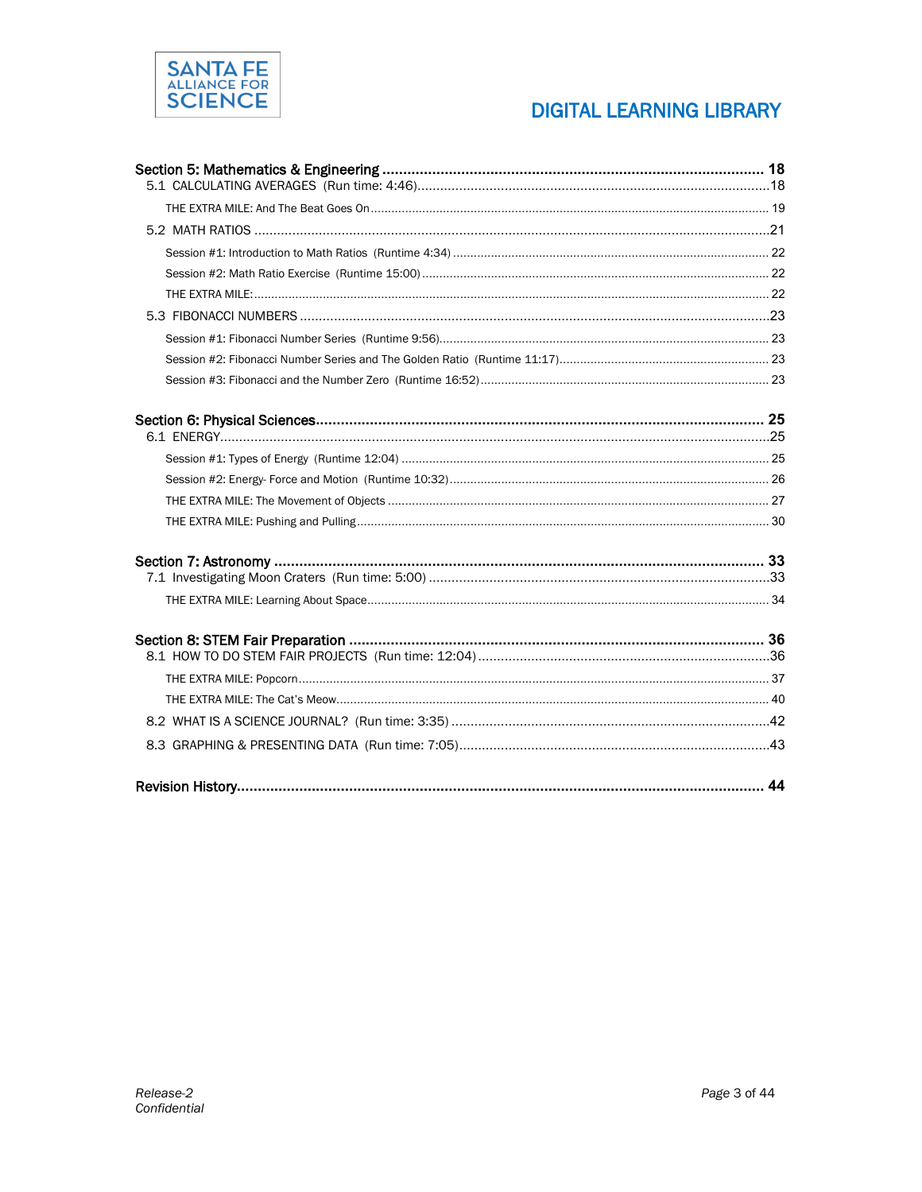**Section 5: Mathematics & Engineering** ............ 18

- 5.1 CALCULATING AVERAGES (Run time: 4:46) ............ 18
  - THE EXTRA MILE: And The Beat Goes On ............ 19
- 5.2 MATH RATIOS ............ 21
  - Session #1: Introduction to Math Ratios (Runtime 4:34) ............ 22
  - Session #2: Math Ratio Exercise (Runtime 15:00) ............ 22
  - THE EXTRA MILE: ............ 22
- 5.3 FIBONACCI NUMBERS ............ 23
  - Session #1: Fibonacci Number Series (Runtime 9:56) ............ 23
  - Session #2: Fibonacci Number Series and The Golden Ratio (Runtime 11:17) ............ 23
  - Session #3: Fibonacci and the Number Zero (Runtime 16:52) ............ 23

**Section 6: Physical Sciences** ............ 25

- 6.1 ENERGY ............ 25
  - Session #1: Types of Energy (Runtime 12:04) ............ 25
  - Session #2: Energy- Force and Motion (Runtime 10:32) ............ 26
  - THE EXTRA MILE: The Movement of Objects ............ 27
  - THE EXTRA MILE: Pushing and Pulling ............ 30

**Section 7: Astronomy** ............ 33

- 7.1 Investigating Moon Craters (Run time: 5:00) ............ 33
  - THE EXTRA MILE: Learning About Space ............ 34

**Section 8: STEM Fair Preparation** ............ 36

- 8.1 HOW TO DO STEM FAIR PROJECTS (Run time: 12:04) ............ 36
  - THE EXTRA MILE: Popcorn ............ 37
  - THE EXTRA MILE: The Cat's Meow ............ 40
- 8.2 WHAT IS A SCIENCE JOURNAL? (Run time: 3:35) ............ 42
- 8.3 GRAPHING & PRESENTING DATA (Run time: 7:05) ............ 43

**Revision History** ............ 44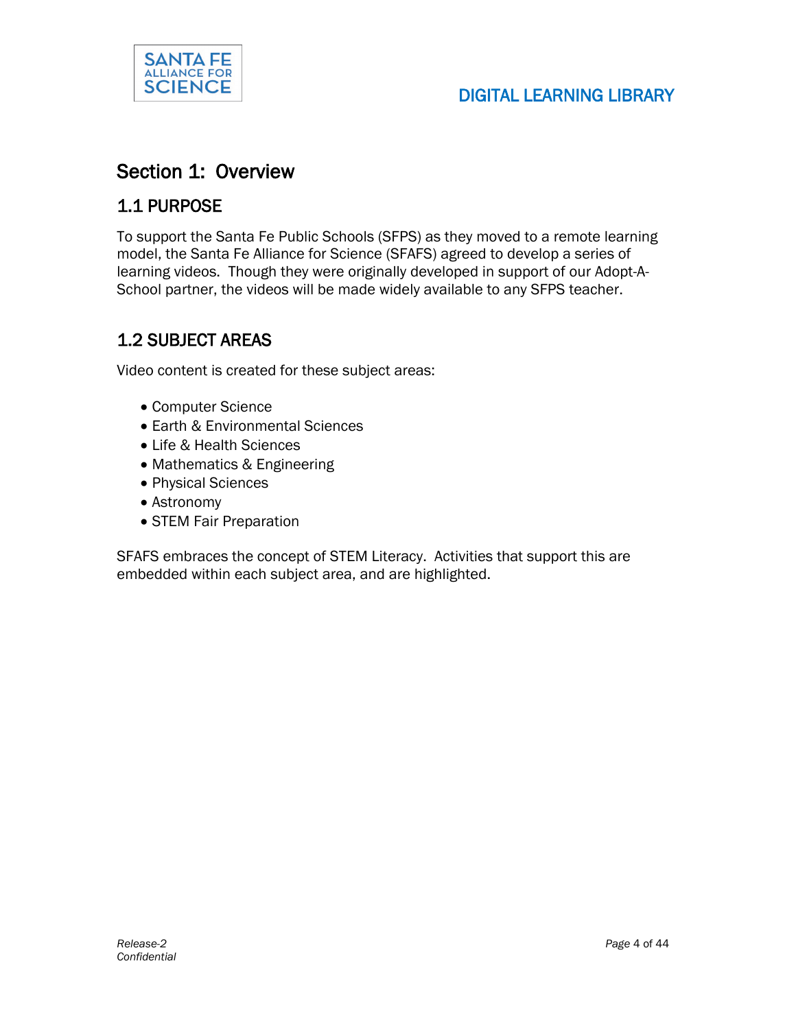# Section 1: Overview

## 1.1 PURPOSE

To support the Santa Fe Public Schools (SFPS) as they moved to a remote learning model, the Santa Fe Alliance for Science (SFAFS) agreed to develop a series of learning videos. Though they were originally developed in support of our Adopt-A-School partner, the videos will be made widely available to any SFPS teacher.

## 1.2 SUBJECT AREAS

Video content is created for these subject areas:

- Computer Science
- Earth & Environmental Sciences
- Life & Health Sciences
- Mathematics & Engineering
- Physical Sciences
- Astronomy
- STEM Fair Preparation

SFAFS embraces the concept of STEM Literacy. Activities that support this are embedded within each subject area, and are highlighted.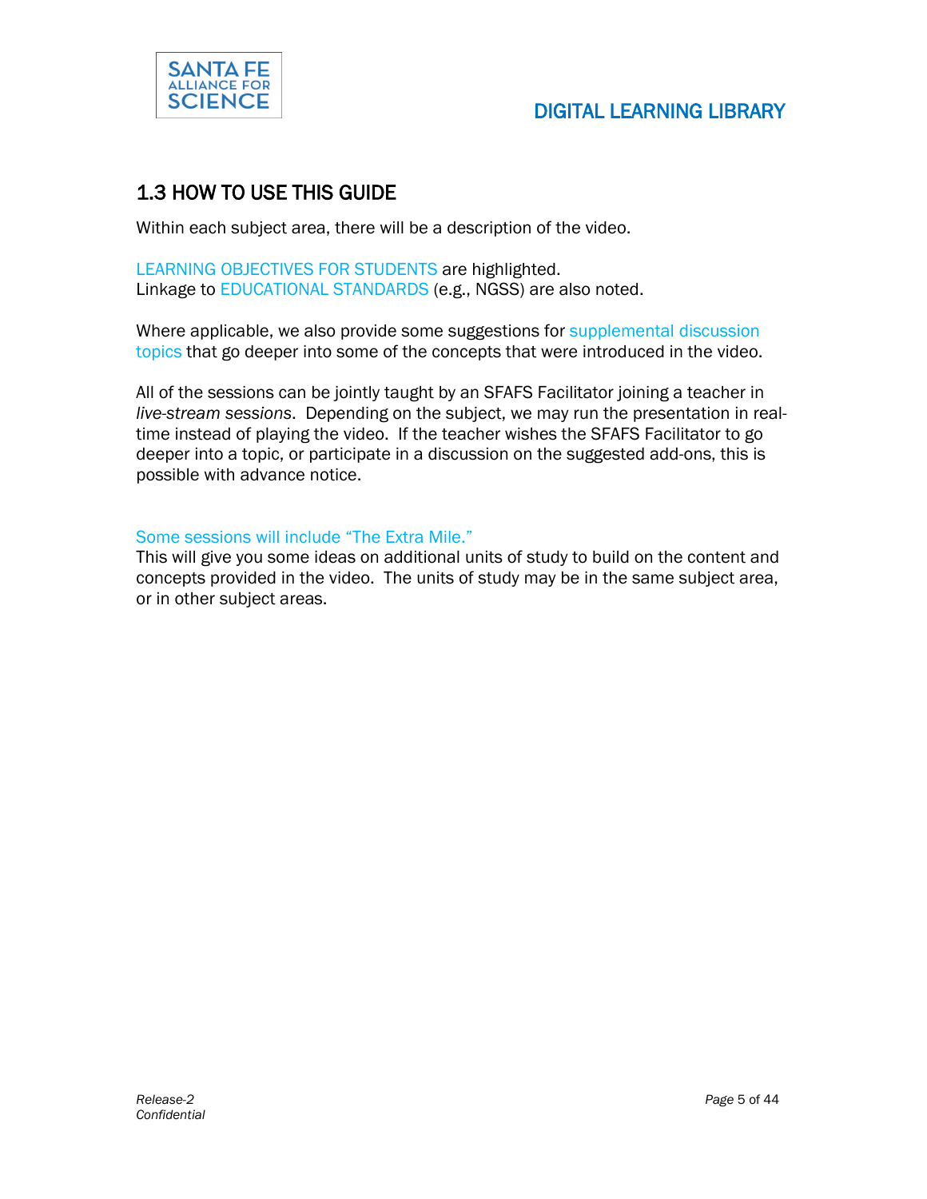## 1.3 HOW TO USE THIS GUIDE

Within each subject area, there will be a description of the video.

LEARNING OBJECTIVES FOR STUDENTS are highlighted.
Linkage to EDUCATIONAL STANDARDS (e.g., NGSS) are also noted.

Where applicable, we also provide some suggestions for supplemental discussion topics that go deeper into some of the concepts that were introduced in the video.

All of the sessions can be jointly taught by an SFAFS Facilitator joining a teacher in *live-stream sessions*. Depending on the subject, we may run the presentation in real-time instead of playing the video. If the teacher wishes the SFAFS Facilitator to go deeper into a topic, or participate in a discussion on the suggested add-ons, this is possible with advance notice.

Some sessions will include "The Extra Mile."
This will give you some ideas on additional units of study to build on the content and concepts provided in the video. The units of study may be in the same subject area, or in other subject areas.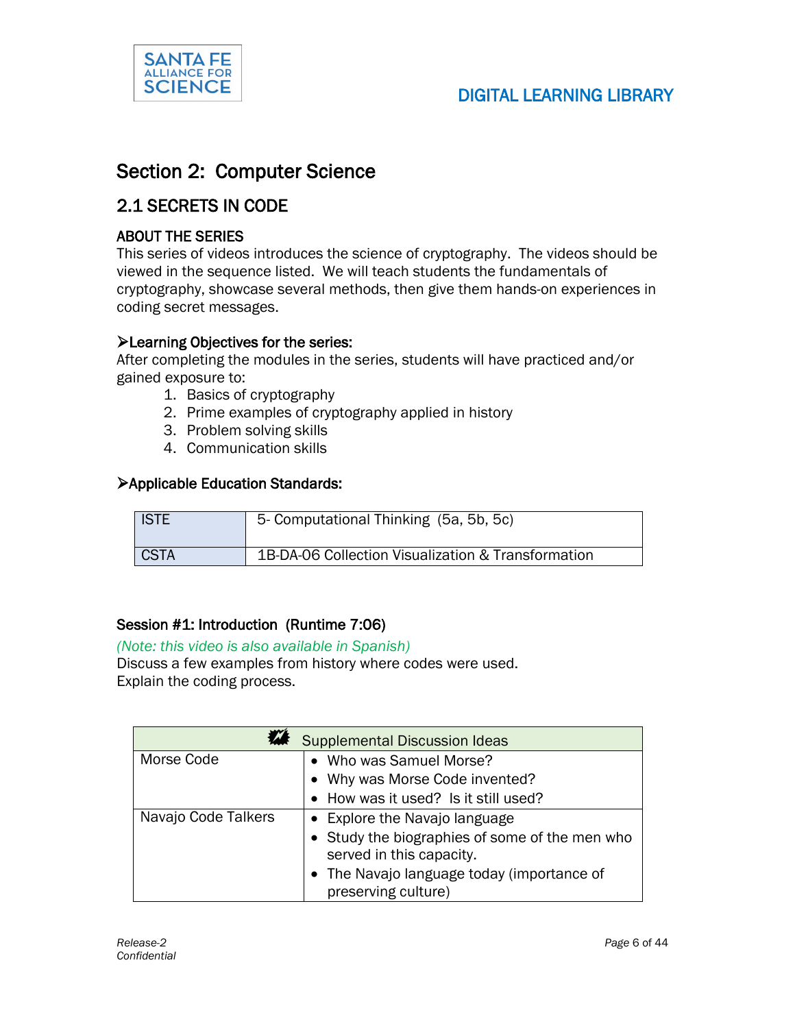# Section 2: Computer Science

## 2.1 SECRETS IN CODE

### ABOUT THE SERIES

This series of videos introduces the science of cryptography. The videos should be viewed in the sequence listed. We will teach students the fundamentals of cryptography, showcase several methods, then give them hands-on experiences in coding secret messages.

### ➢Learning Objectives for the series:

After completing the modules in the series, students will have practiced and/or gained exposure to:

1. Basics of cryptography
2. Prime examples of cryptography applied in history
3. Problem solving skills
4. Communication skills

### ➢Applicable Education Standards:

| | |
|---|---|
| ISTE | 5- Computational Thinking (5a, 5b, 5c) |
| CSTA | 1B-DA-06 Collection Visualization & Transformation |

### Session #1: Introduction (Runtime 7:06)

*(Note: this video is also available in Spanish)*

Discuss a few examples from history where codes were used.
Explain the coding process.

| Supplemental Discussion Ideas | |
|---|---|
| Morse Code | • Who was Samuel Morse?<br>• Why was Morse Code invented?<br>• How was it used? Is it still used? |
| Navajo Code Talkers | • Explore the Navajo language<br>• Study the biographies of some of the men who served in this capacity.<br>• The Navajo language today (importance of preserving culture) |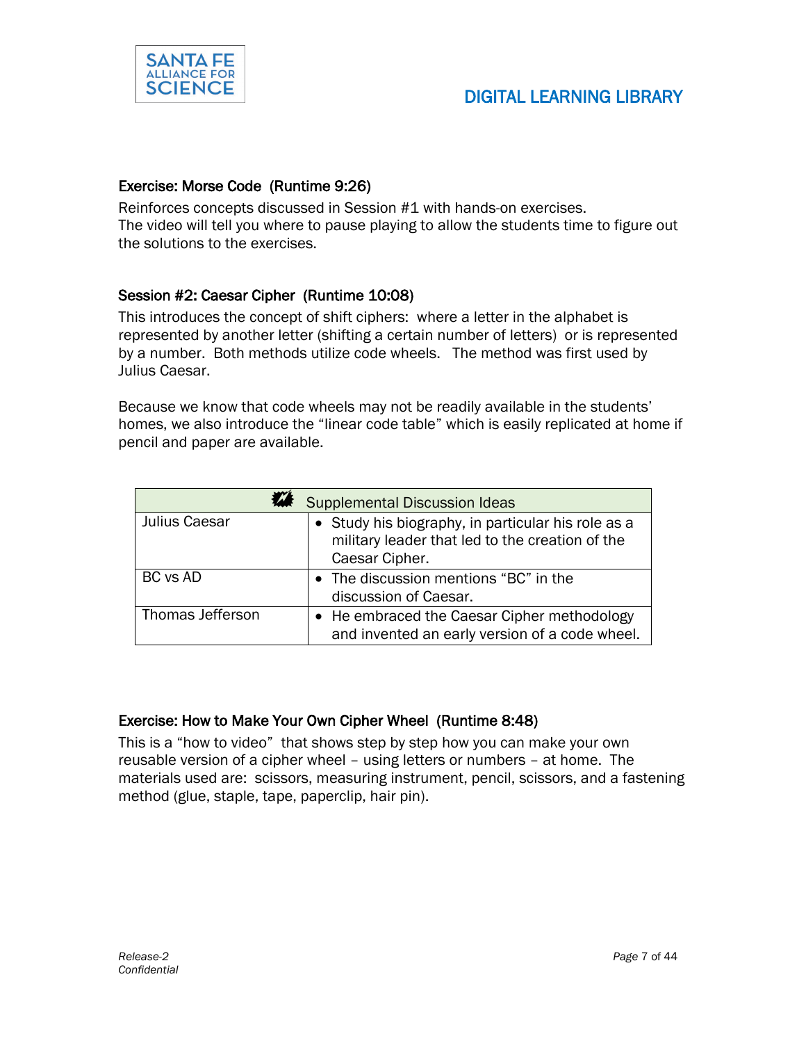### Exercise: Morse Code (Runtime 9:26)

Reinforces concepts discussed in Session #1 with hands-on exercises.
The video will tell you where to pause playing to allow the students time to figure out the solutions to the exercises.

### Session #2: Caesar Cipher (Runtime 10:08)

This introduces the concept of shift ciphers: where a letter in the alphabet is represented by another letter (shifting a certain number of letters) or is represented by a number. Both methods utilize code wheels. The method was first used by Julius Caesar.

Because we know that code wheels may not be readily available in the students' homes, we also introduce the "linear code table" which is easily replicated at home if pencil and paper are available.

| Supplemental Discussion Ideas | |
|---|---|
| Julius Caesar | • Study his biography, in particular his role as a military leader that led to the creation of the Caesar Cipher. |
| BC vs AD | • The discussion mentions "BC" in the discussion of Caesar. |
| Thomas Jefferson | • He embraced the Caesar Cipher methodology and invented an early version of a code wheel. |

### Exercise: How to Make Your Own Cipher Wheel (Runtime 8:48)

This is a "how to video" that shows step by step how you can make your own reusable version of a cipher wheel – using letters or numbers – at home. The materials used are: scissors, measuring instrument, pencil, scissors, and a fastening method (glue, staple, tape, paperclip, hair pin).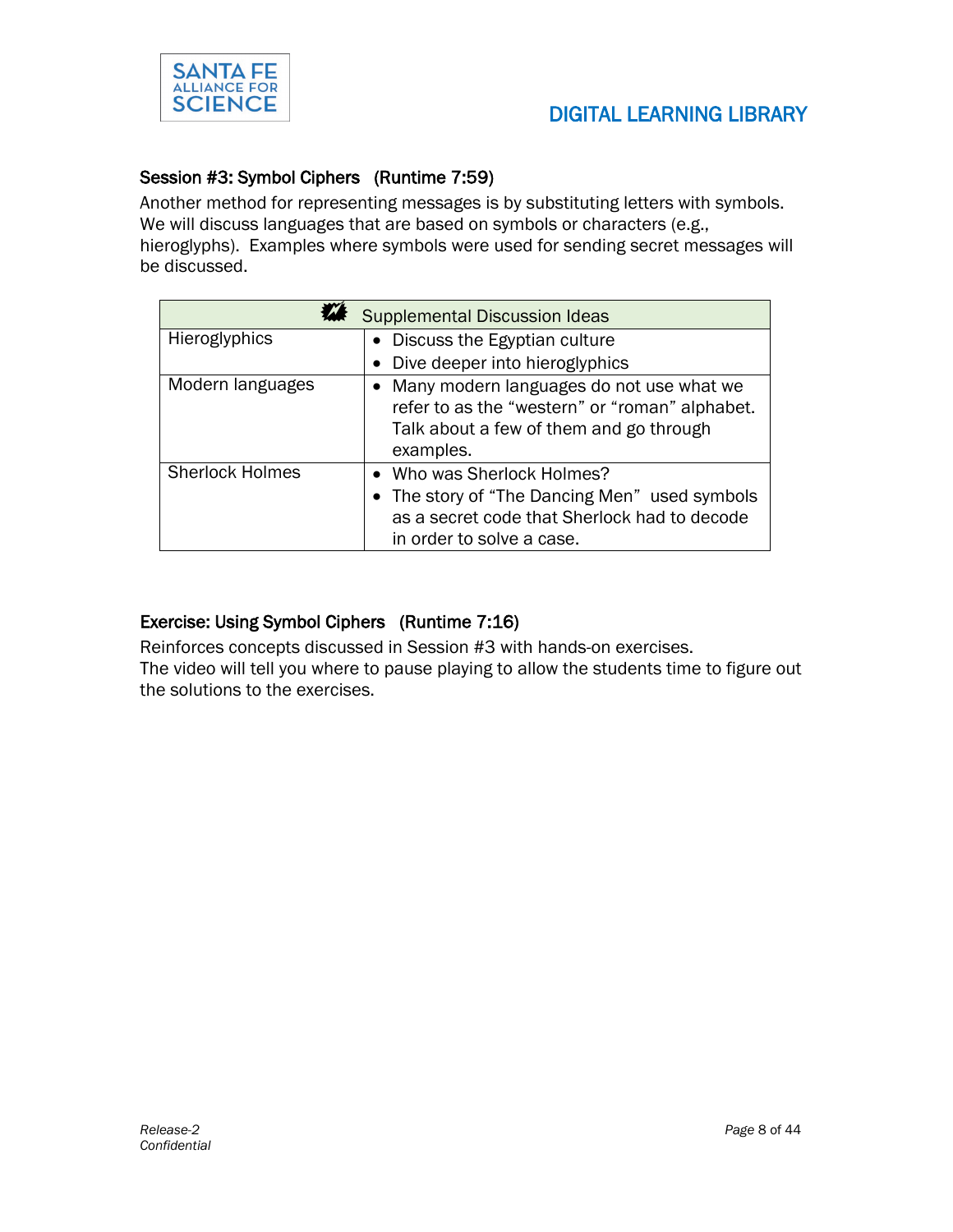### Session #3: Symbol Ciphers (Runtime 7:59)

Another method for representing messages is by substituting letters with symbols. We will discuss languages that are based on symbols or characters (e.g., hieroglyphs). Examples where symbols were used for sending secret messages will be discussed.

| Supplemental Discussion Ideas | |
|---|---|
| Hieroglyphics | • Discuss the Egyptian culture<br>• Dive deeper into hieroglyphics |
| Modern languages | • Many modern languages do not use what we refer to as the "western" or "roman" alphabet. Talk about a few of them and go through examples. |
| Sherlock Holmes | • Who was Sherlock Holmes?<br>• The story of "The Dancing Men" used symbols as a secret code that Sherlock had to decode in order to solve a case. |

### Exercise: Using Symbol Ciphers (Runtime 7:16)

Reinforces concepts discussed in Session #3 with hands-on exercises.
The video will tell you where to pause playing to allow the students time to figure out the solutions to the exercises.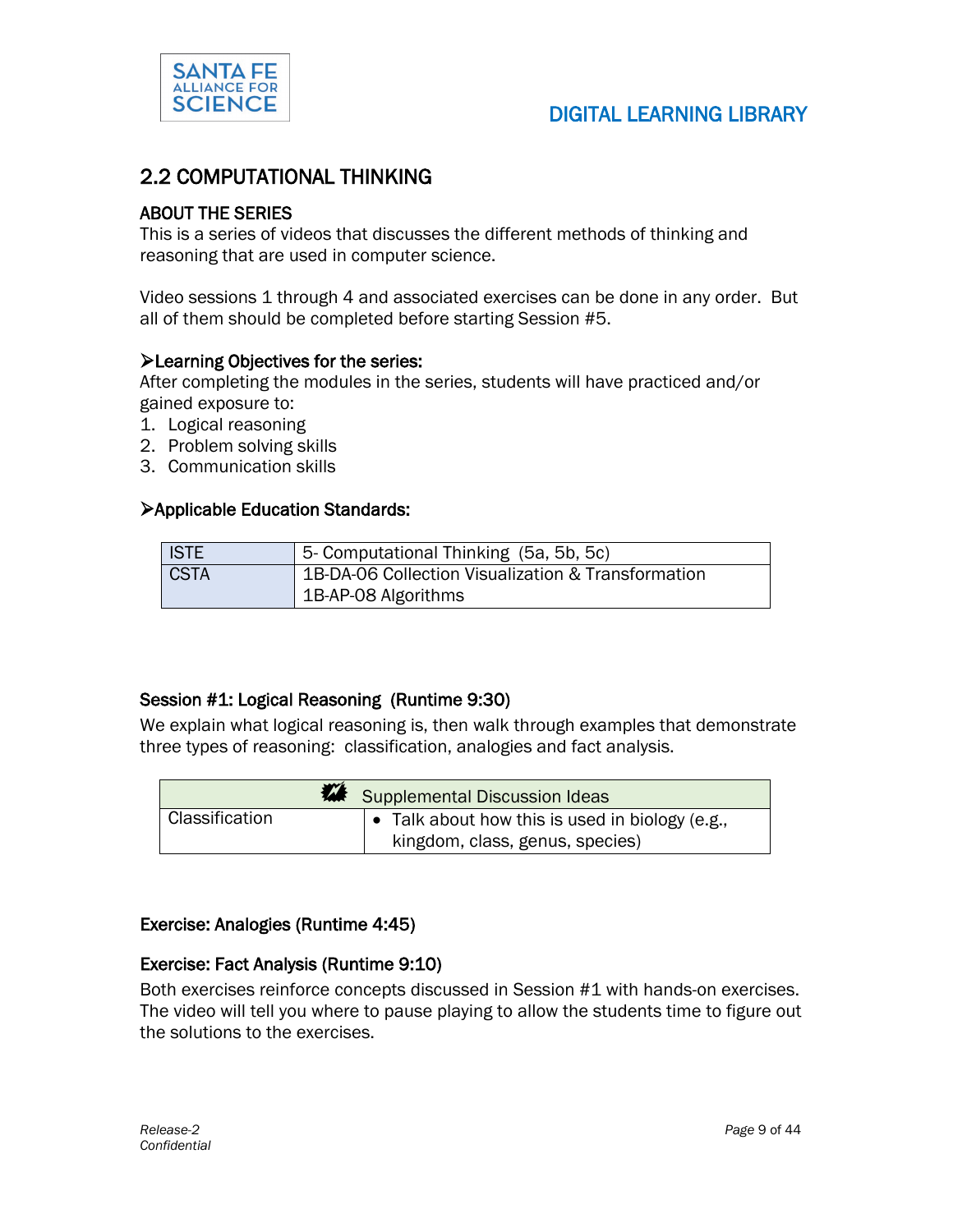## 2.2 COMPUTATIONAL THINKING

### ABOUT THE SERIES

This is a series of videos that discusses the different methods of thinking and reasoning that are used in computer science.

Video sessions 1 through 4 and associated exercises can be done in any order. But all of them should be completed before starting Session #5.

**➢Learning Objectives for the series:**

After completing the modules in the series, students will have practiced and/or gained exposure to:

1. Logical reasoning
2. Problem solving skills
3. Communication skills

**➢Applicable Education Standards:**

| ISTE | 5- Computational Thinking (5a, 5b, 5c) |
|---|---|
| CSTA | 1B-DA-06 Collection Visualization & Transformation<br>1B-AP-08 Algorithms |

### Session #1: Logical Reasoning (Runtime 9:30)

We explain what logical reasoning is, then walk through examples that demonstrate three types of reasoning: classification, analogies and fact analysis.

| Supplemental Discussion Ideas | |
|---|---|
| Classification | • Talk about how this is used in biology (e.g., kingdom, class, genus, species) |

### Exercise: Analogies (Runtime 4:45)

### Exercise: Fact Analysis (Runtime 9:10)

Both exercises reinforce concepts discussed in Session #1 with hands-on exercises. The video will tell you where to pause playing to allow the students time to figure out the solutions to the exercises.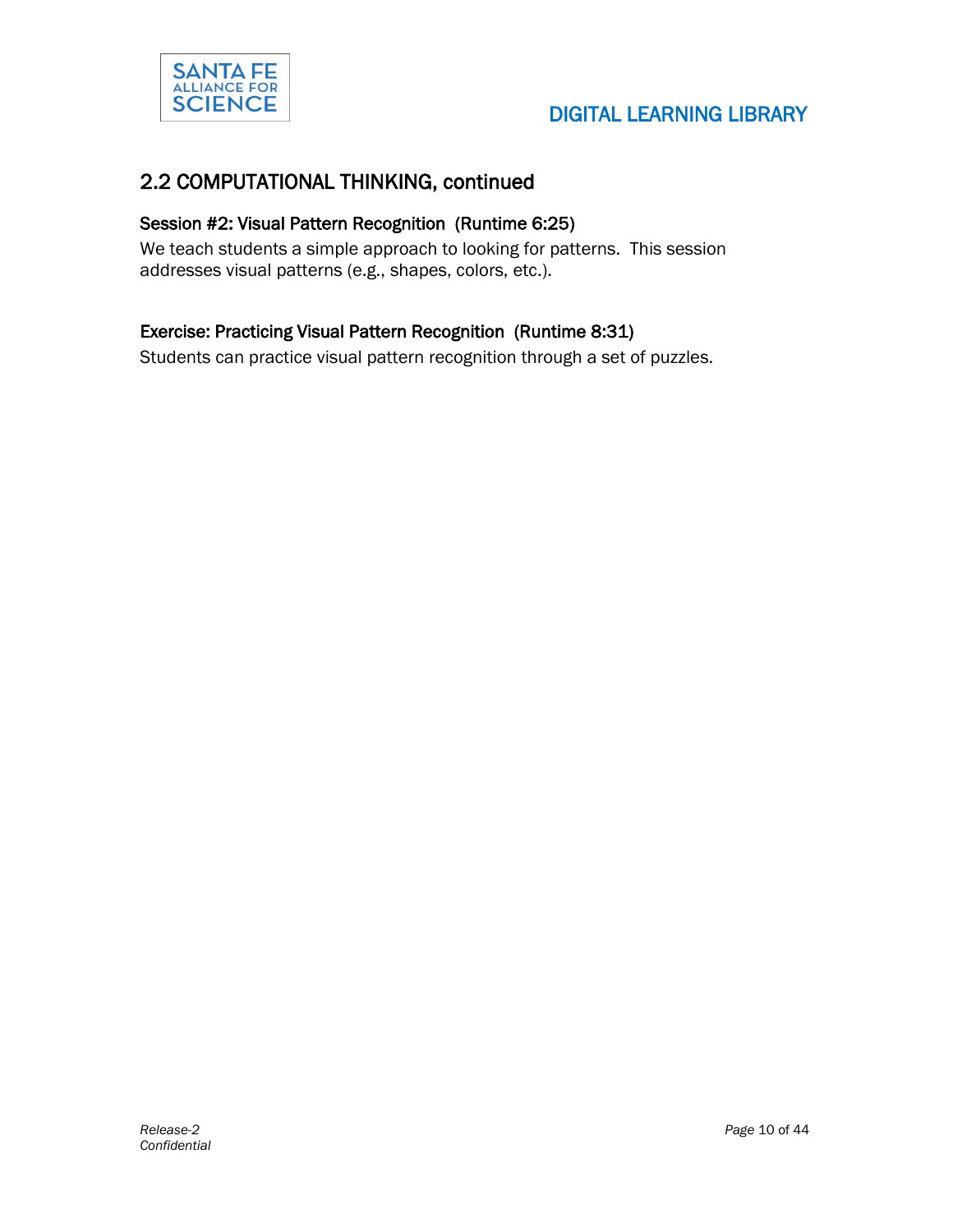## 2.2 COMPUTATIONAL THINKING, continued

### Session #2: Visual Pattern Recognition (Runtime 6:25)

We teach students a simple approach to looking for patterns. This session addresses visual patterns (e.g., shapes, colors, etc.).

### Exercise: Practicing Visual Pattern Recognition (Runtime 8:31)

Students can practice visual pattern recognition through a set of puzzles.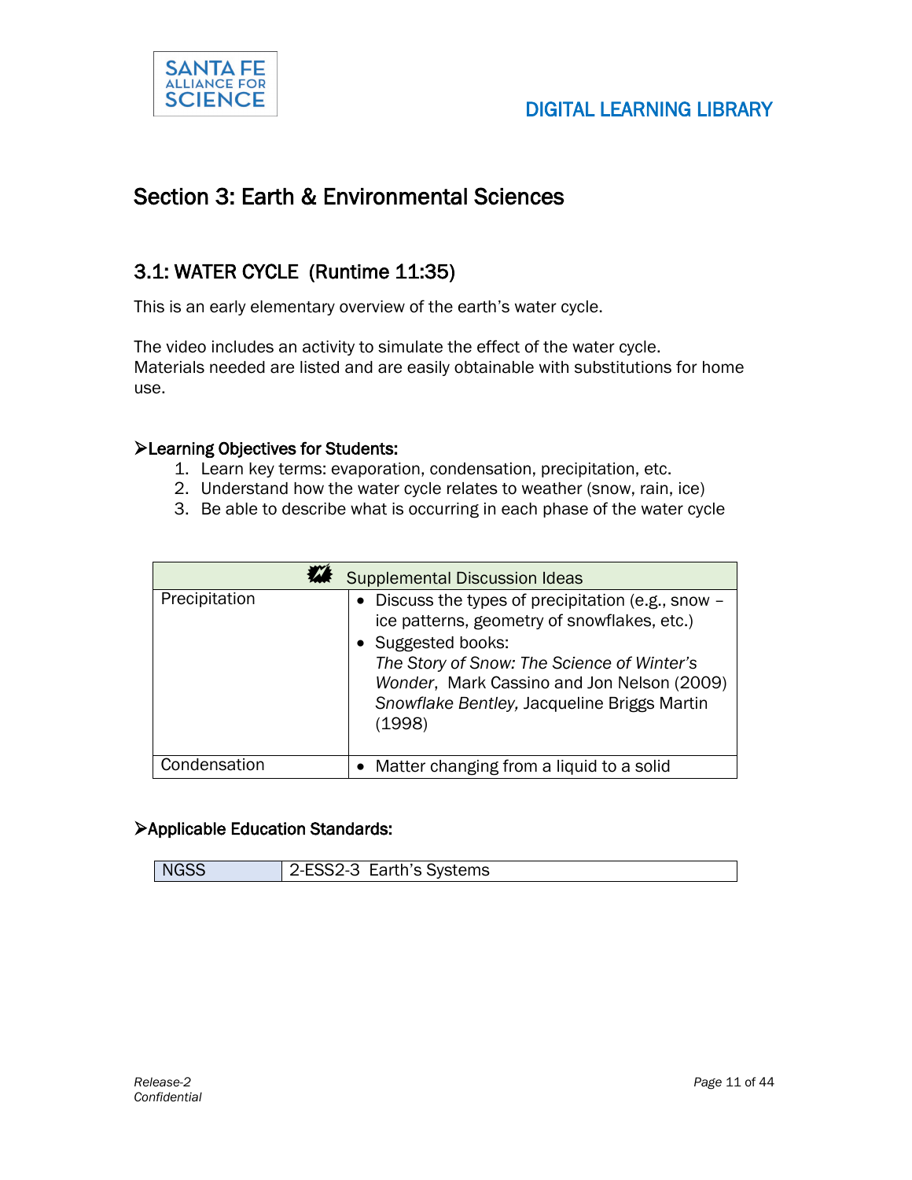## Section 3: Earth & Environmental Sciences

### 3.1: WATER CYCLE (Runtime 11:35)

This is an early elementary overview of the earth's water cycle.

The video includes an activity to simulate the effect of the water cycle. Materials needed are listed and are easily obtainable with substitutions for home use.

**➢Learning Objectives for Students:**

1. Learn key terms: evaporation, condensation, precipitation, etc.
2. Understand how the water cycle relates to weather (snow, rain, ice)
3. Be able to describe what is occurring in each phase of the water cycle

| Supplemental Discussion Ideas | |
|---|---|
| Precipitation | • Discuss the types of precipitation (e.g., snow – ice patterns, geometry of snowflakes, etc.)<br>• Suggested books:<br>*The Story of Snow: The Science of Winter's Wonder*, Mark Cassino and Jon Nelson (2009)<br>*Snowflake Bentley,* Jacqueline Briggs Martin (1998) |
| Condensation | • Matter changing from a liquid to a solid |

**➢Applicable Education Standards:**

| NGSS | 2-ESS2-3 Earth's Systems |
|---|---|

*Release-2*
*Confidential*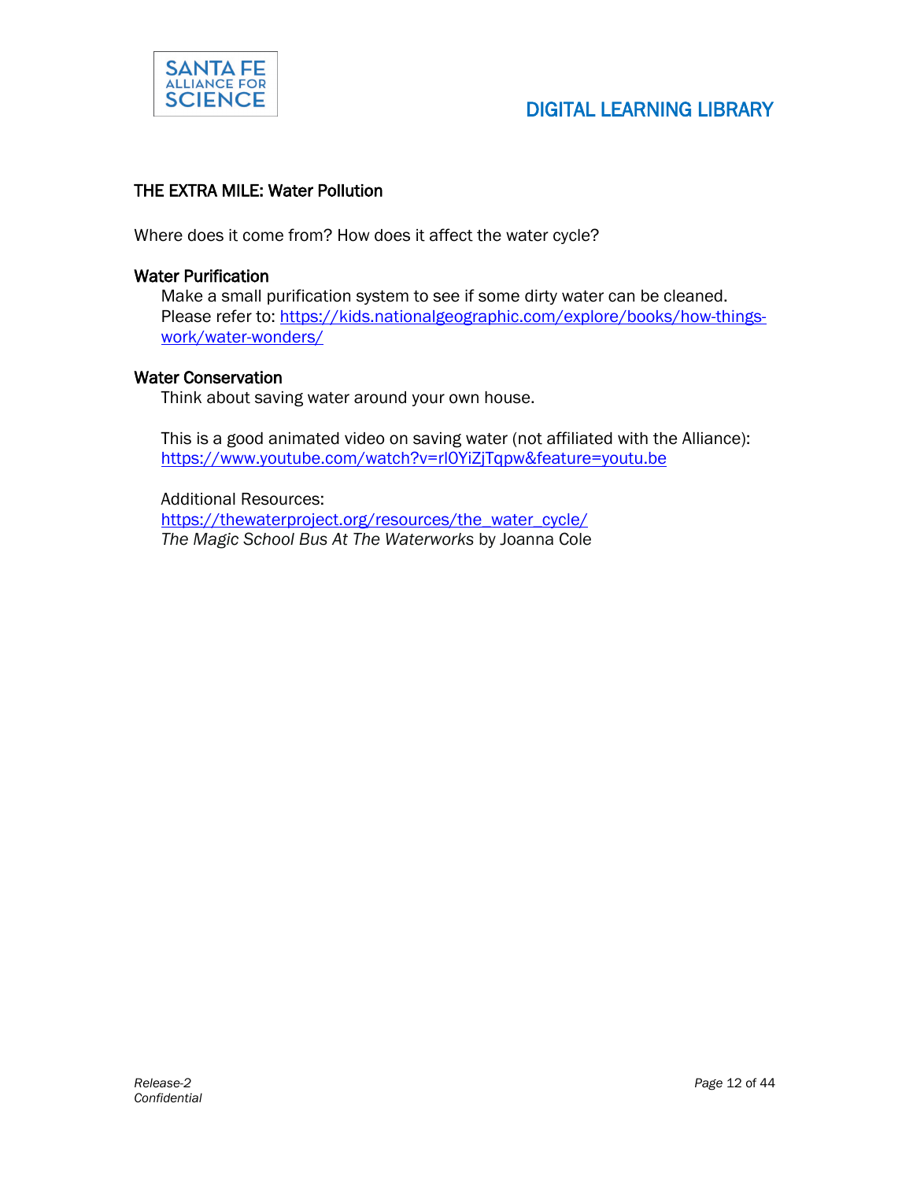## THE EXTRA MILE: Water Pollution

Where does it come from? How does it affect the water cycle?

### Water Purification

Make a small purification system to see if some dirty water can be cleaned. Please refer to: [https://kids.nationalgeographic.com/explore/books/how-things-work/water-wonders/](https://kids.nationalgeographic.com/explore/books/how-things-work/water-wonders/)

### Water Conservation

Think about saving water around your own house.

This is a good animated video on saving water (not affiliated with the Alliance): [https://www.youtube.com/watch?v=rI0YiZjTqpw&feature=youtu.be](https://www.youtube.com/watch?v=rI0YiZjTqpw&feature=youtu.be)

Additional Resources:
[https://thewaterproject.org/resources/the_water_cycle/](https://thewaterproject.org/resources/the_water_cycle/)
*The Magic School Bus At The Waterworks* by Joanna Cole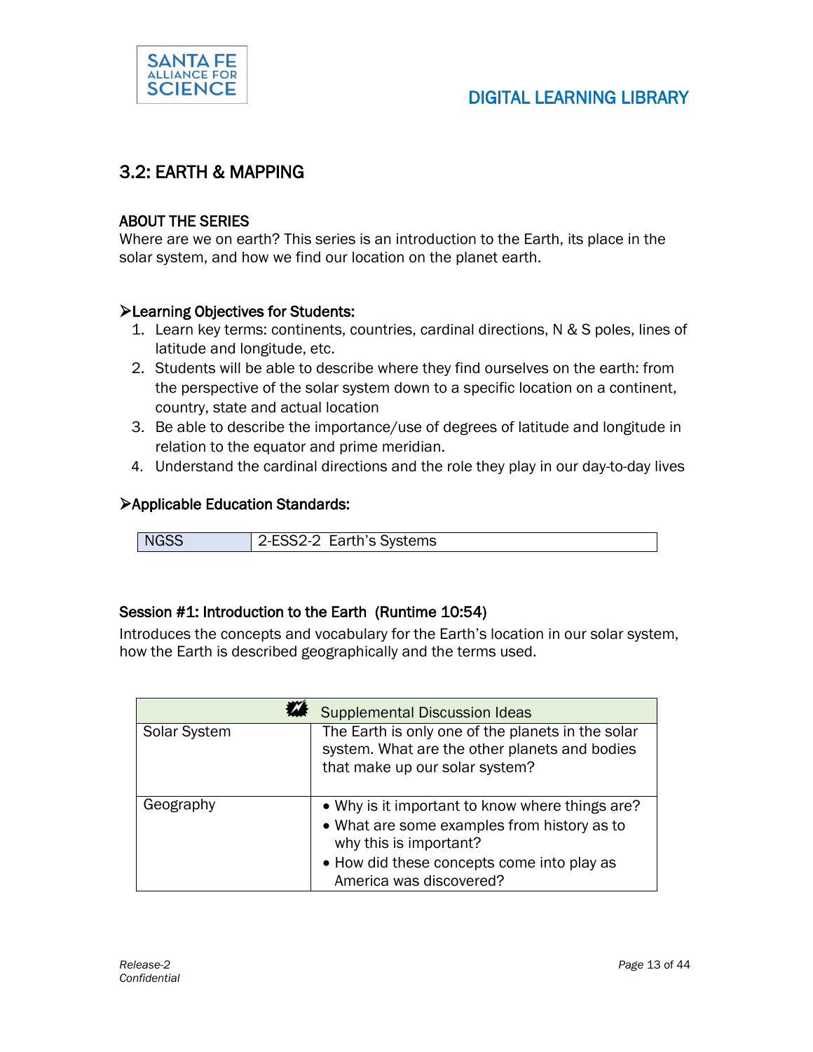# 3.2: EARTH & MAPPING

### ABOUT THE SERIES

Where are we on earth? This series is an introduction to the Earth, its place in the solar system, and how we find our location on the planet earth.

### ➢Learning Objectives for Students:

1. Learn key terms: continents, countries, cardinal directions, N & S poles, lines of latitude and longitude, etc.
2. Students will be able to describe where they find ourselves on the earth: from the perspective of the solar system down to a specific location on a continent, country, state and actual location
3. Be able to describe the importance/use of degrees of latitude and longitude in relation to the equator and prime meridian.
4. Understand the cardinal directions and the role they play in our day-to-day lives

### ➢Applicable Education Standards:

| NGSS | 2-ESS2-2 Earth's Systems |
|---|---|

### Session #1: Introduction to the Earth (Runtime 10:54)

Introduces the concepts and vocabulary for the Earth's location in our solar system, how the Earth is described geographically and the terms used.

| Supplemental Discussion Ideas | |
|---|---|
| Solar System | The Earth is only one of the planets in the solar system. What are the other planets and bodies that make up our solar system? |
| Geography | • Why is it important to know where things are?<br>• What are some examples from history as to why this is important?<br>• How did these concepts come into play as America was discovered? |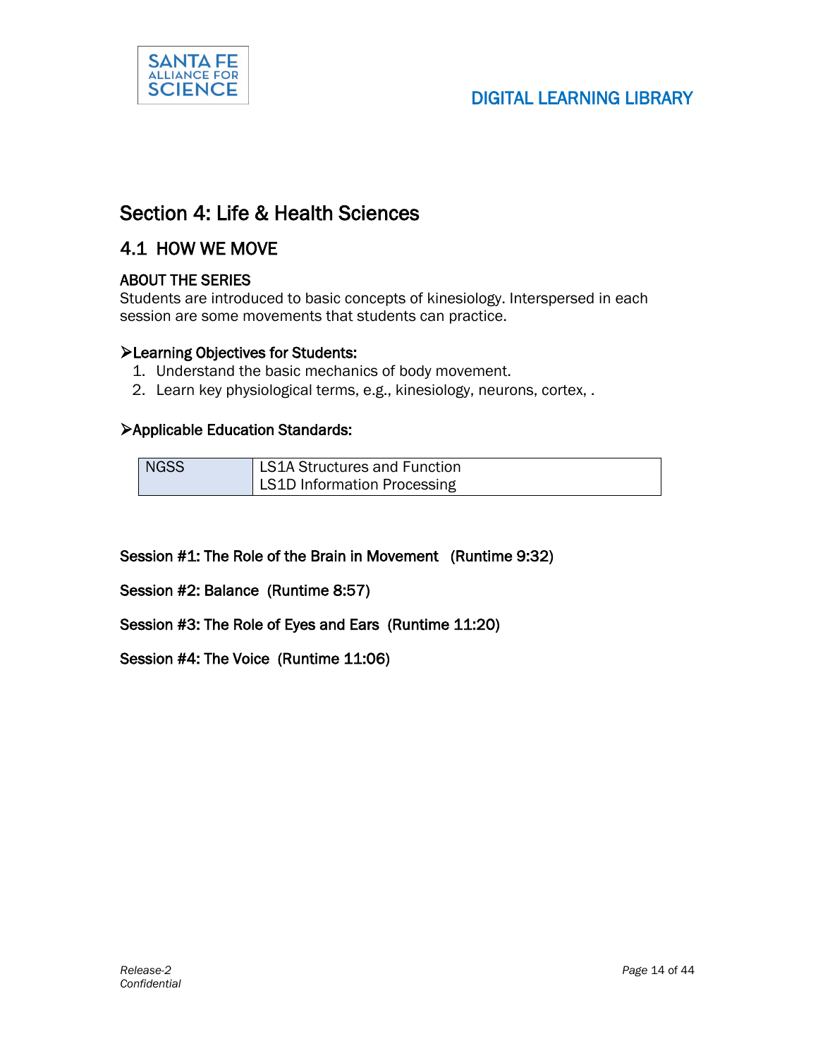# Section 4: Life & Health Sciences

## 4.1 HOW WE MOVE

### ABOUT THE SERIES

Students are introduced to basic concepts of kinesiology. Interspersed in each session are some movements that students can practice.

### ➢Learning Objectives for Students:

1. Understand the basic mechanics of body movement.
2. Learn key physiological terms, e.g., kinesiology, neurons, cortex, .

### ➢Applicable Education Standards:

| NGSS | LS1A Structures and Function<br>LS1D Information Processing |
|---|---|

**Session #1: The Role of the Brain in Movement (Runtime 9:32)**

**Session #2: Balance (Runtime 8:57)**

**Session #3: The Role of Eyes and Ears (Runtime 11:20)**

**Session #4: The Voice (Runtime 11:06)**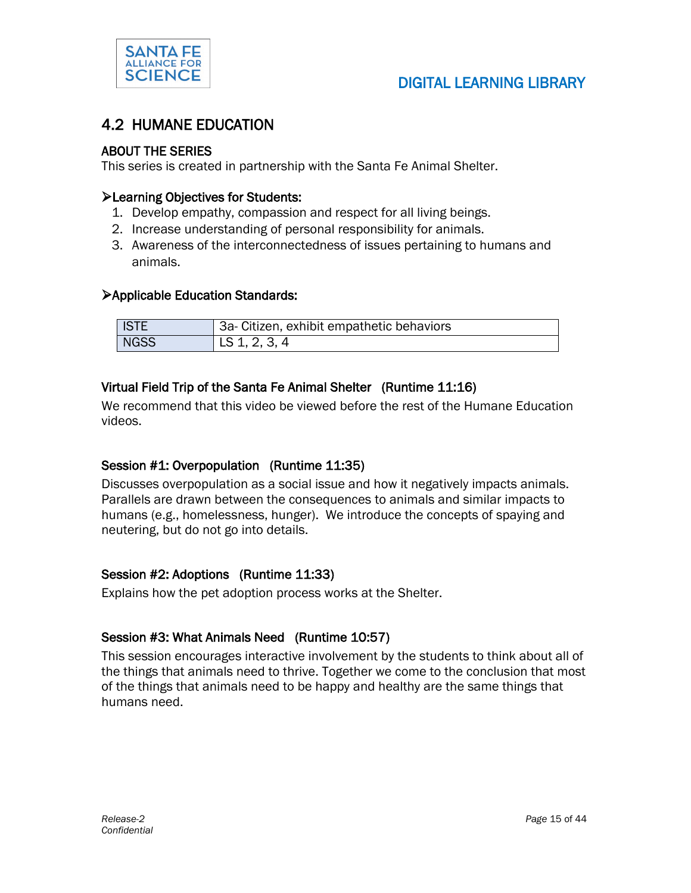## 4.2 HUMANE EDUCATION

### ABOUT THE SERIES

This series is created in partnership with the Santa Fe Animal Shelter.

**➢Learning Objectives for Students:**

1. Develop empathy, compassion and respect for all living beings.
2. Increase understanding of personal responsibility for animals.
3. Awareness of the interconnectedness of issues pertaining to humans and animals.

**➢Applicable Education Standards:**

| ISTE | 3a- Citizen, exhibit empathetic behaviors |
|---|---|
| NGSS | LS 1, 2, 3, 4 |

### Virtual Field Trip of the Santa Fe Animal Shelter (Runtime 11:16)

We recommend that this video be viewed before the rest of the Humane Education videos.

### Session #1: Overpopulation (Runtime 11:35)

Discusses overpopulation as a social issue and how it negatively impacts animals. Parallels are drawn between the consequences to animals and similar impacts to humans (e.g., homelessness, hunger). We introduce the concepts of spaying and neutering, but do not go into details.

### Session #2: Adoptions (Runtime 11:33)

Explains how the pet adoption process works at the Shelter.

### Session #3: What Animals Need (Runtime 10:57)

This session encourages interactive involvement by the students to think about all of the things that animals need to thrive. Together we come to the conclusion that most of the things that animals need to be happy and healthy are the same things that humans need.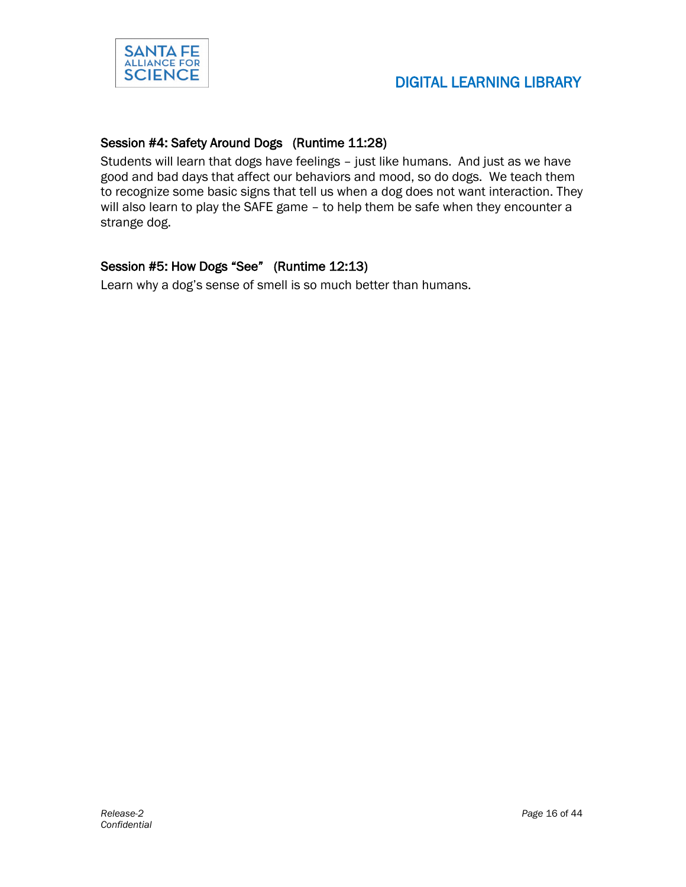### Session #4: Safety Around Dogs (Runtime 11:28)

Students will learn that dogs have feelings – just like humans. And just as we have good and bad days that affect our behaviors and mood, so do dogs. We teach them to recognize some basic signs that tell us when a dog does not want interaction. They will also learn to play the SAFE game – to help them be safe when they encounter a strange dog.

### Session #5: How Dogs "See" (Runtime 12:13)

Learn why a dog's sense of smell is so much better than humans.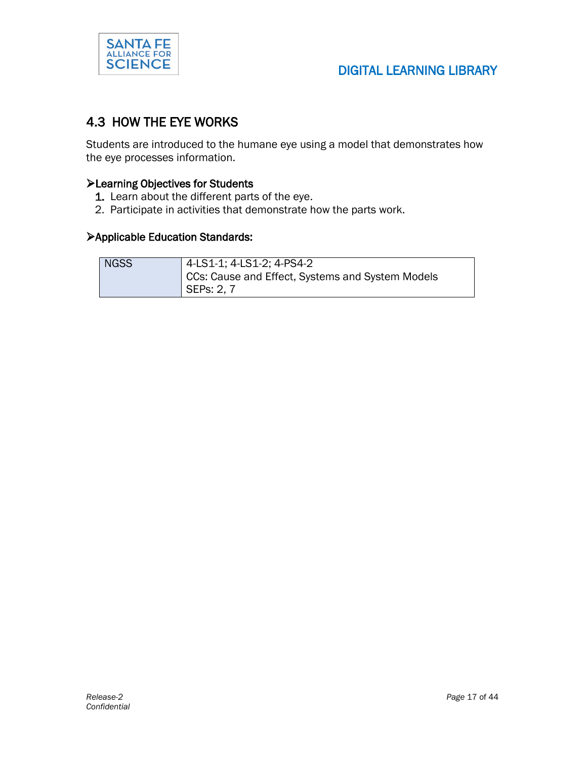## 4.3 HOW THE EYE WORKS

Students are introduced to the humane eye using a model that demonstrates how the eye processes information.

### ➢Learning Objectives for Students

1. Learn about the different parts of the eye.
2. Participate in activities that demonstrate how the parts work.

### ➢Applicable Education Standards:

| NGSS | 4-LS1-1; 4-LS1-2; 4-PS4-2<br>CCs: Cause and Effect, Systems and System Models<br>SEPs: 2, 7 |
|---|---|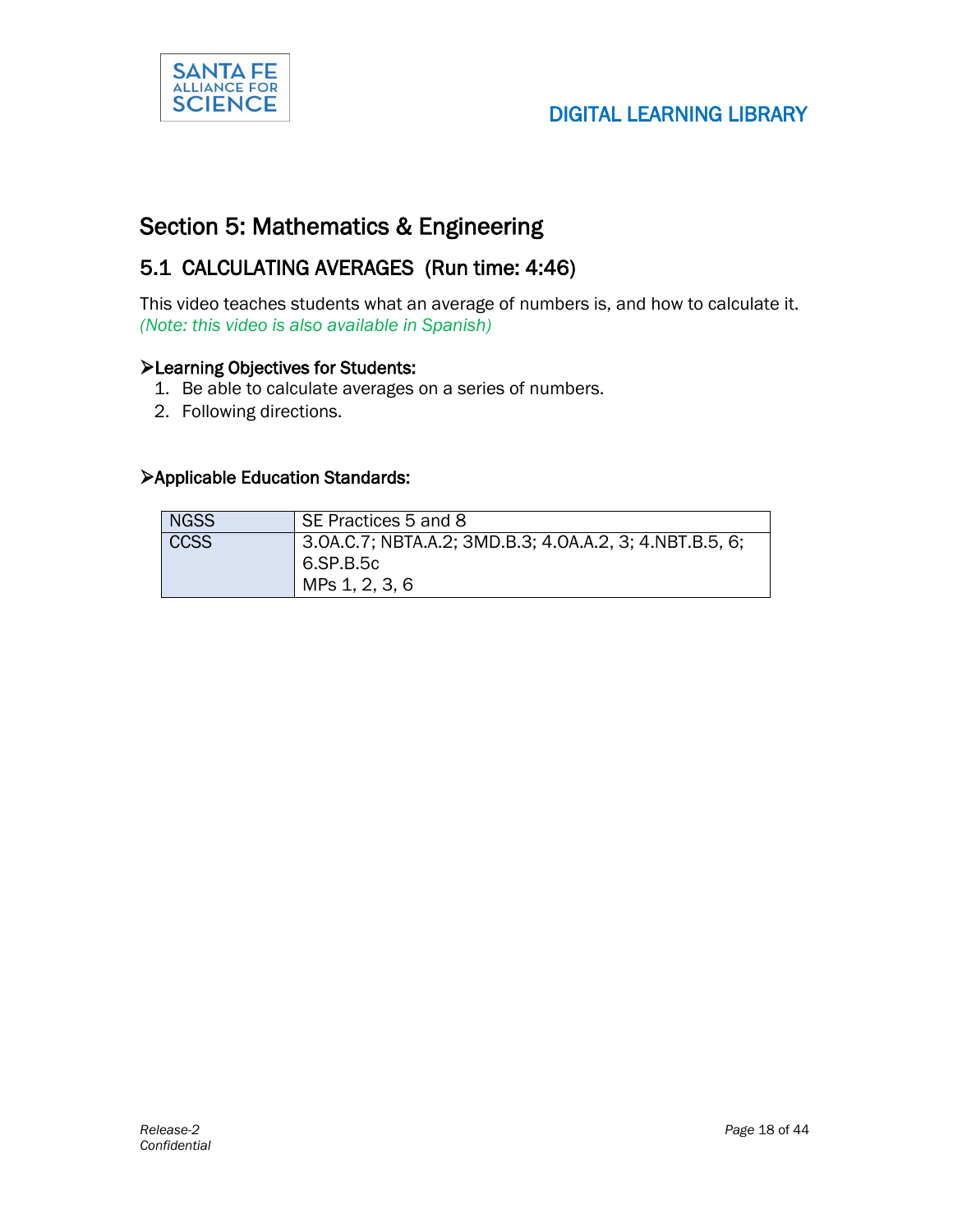## Section 5: Mathematics & Engineering

### 5.1 CALCULATING AVERAGES (Run time: 4:46)

This video teaches students what an average of numbers is, and how to calculate it.
*(Note: this video is also available in Spanish)*

**➢Learning Objectives for Students:**

1. Be able to calculate averages on a series of numbers.
2. Following directions.

**➢Applicable Education Standards:**

| NGSS | SE Practices 5 and 8 |
|---|---|
| CCSS | 3.OA.C.7; NBTA.A.2; 3MD.B.3; 4.OA.A.2, 3; 4.NBT.B.5, 6; 6.SP.B.5c<br>MPs 1, 2, 3, 6 |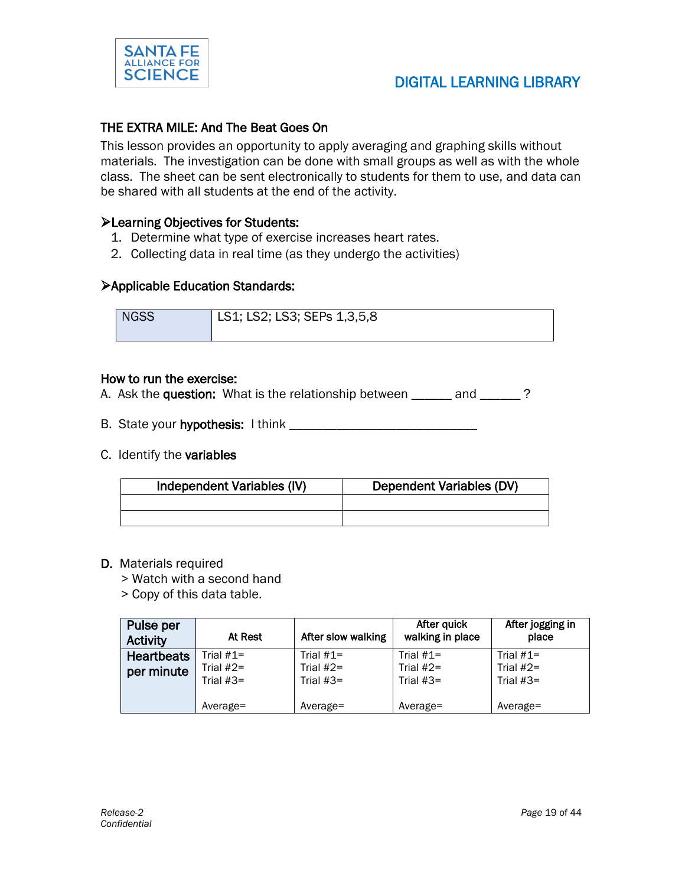## THE EXTRA MILE: And The Beat Goes On

This lesson provides an opportunity to apply averaging and graphing skills without materials. The investigation can be done with small groups as well as with the whole class. The sheet can be sent electronically to students for them to use, and data can be shared with all students at the end of the activity.

### ➢Learning Objectives for Students:

1. Determine what type of exercise increases heart rates.
2. Collecting data in real time (as they undergo the activities)

### ➢Applicable Education Standards:

| NGSS | LS1; LS2; LS3; SEPs 1,3,5,8 |
|---|---|

### How to run the exercise:

A. Ask the **question:** What is the relationship between ______ and ______ ?

B. State your **hypothesis:** I think ______________________________

C. Identify the **variables**

| Independent Variables (IV) | Dependent Variables (DV) |
|---|---|
| | |
| | |

**D.** Materials required
> Watch with a second hand
> Copy of this data table.

| Pulse per Activity | At Rest | After slow walking | After quick walking in place | After jogging in place |
|---|---|---|---|---|
| Heartbeats per minute | Trial #1=<br>Trial #2=<br>Trial #3=<br><br>Average= | Trial #1=<br>Trial #2=<br>Trial #3=<br><br>Average= | Trial #1=<br>Trial #2=<br>Trial #3=<br><br>Average= | Trial #1=<br>Trial #2=<br>Trial #3=<br><br>Average= |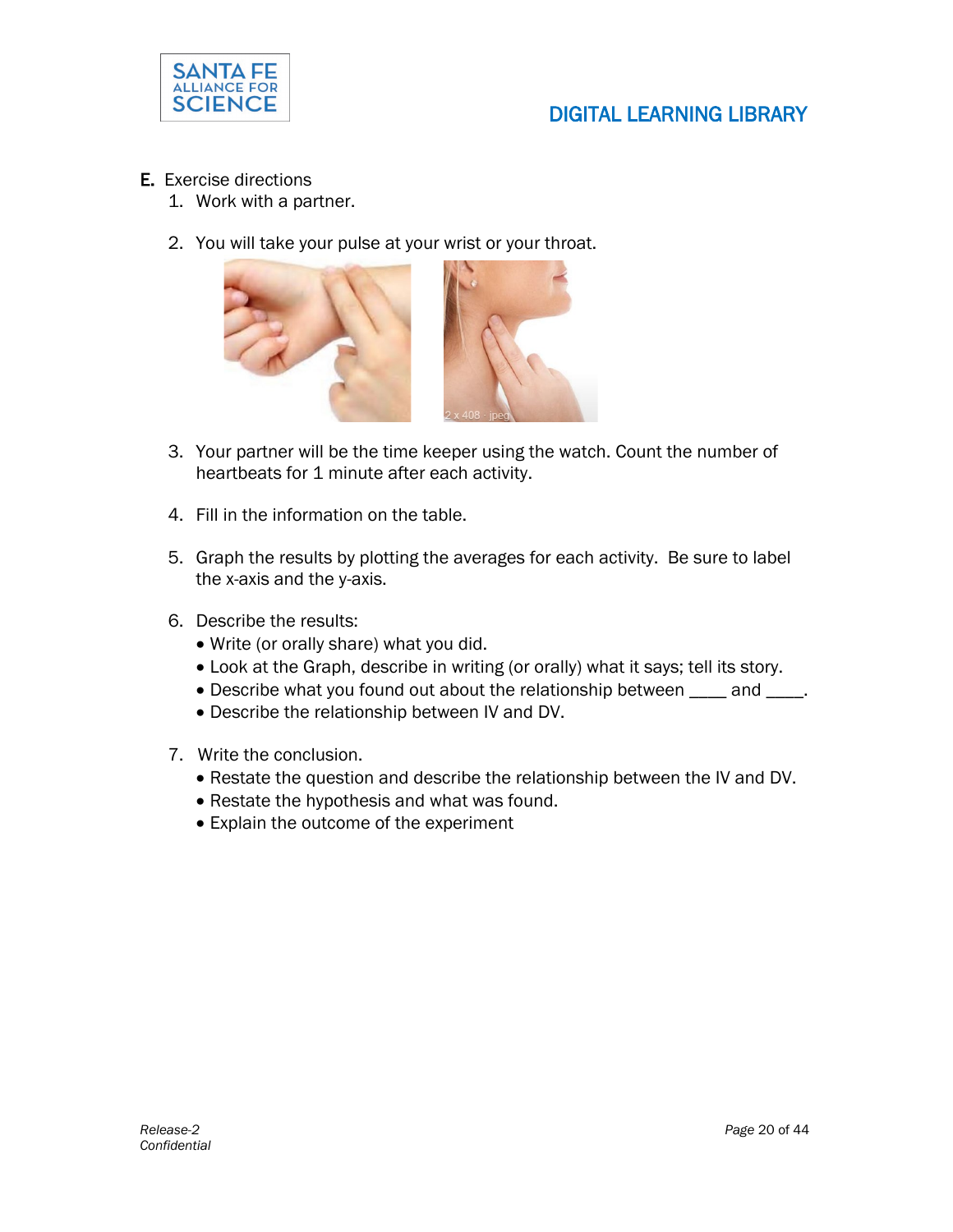E. Exercise directions

1. Work with a partner.

2. You will take your pulse at your wrist or your throat.

3. Your partner will be the time keeper using the watch. Count the number of heartbeats for 1 minute after each activity.

4. Fill in the information on the table.

5. Graph the results by plotting the averages for each activity. Be sure to label the x-axis and the y-axis.

6. Describe the results:
   - Write (or orally share) what you did.
   - Look at the Graph, describe in writing (or orally) what it says; tell its story.
   - Describe what you found out about the relationship between ____ and ____.
   - Describe the relationship between IV and DV.

7. Write the conclusion.
   - Restate the question and describe the relationship between the IV and DV.
   - Restate the hypothesis and what was found.
   - Explain the outcome of the experiment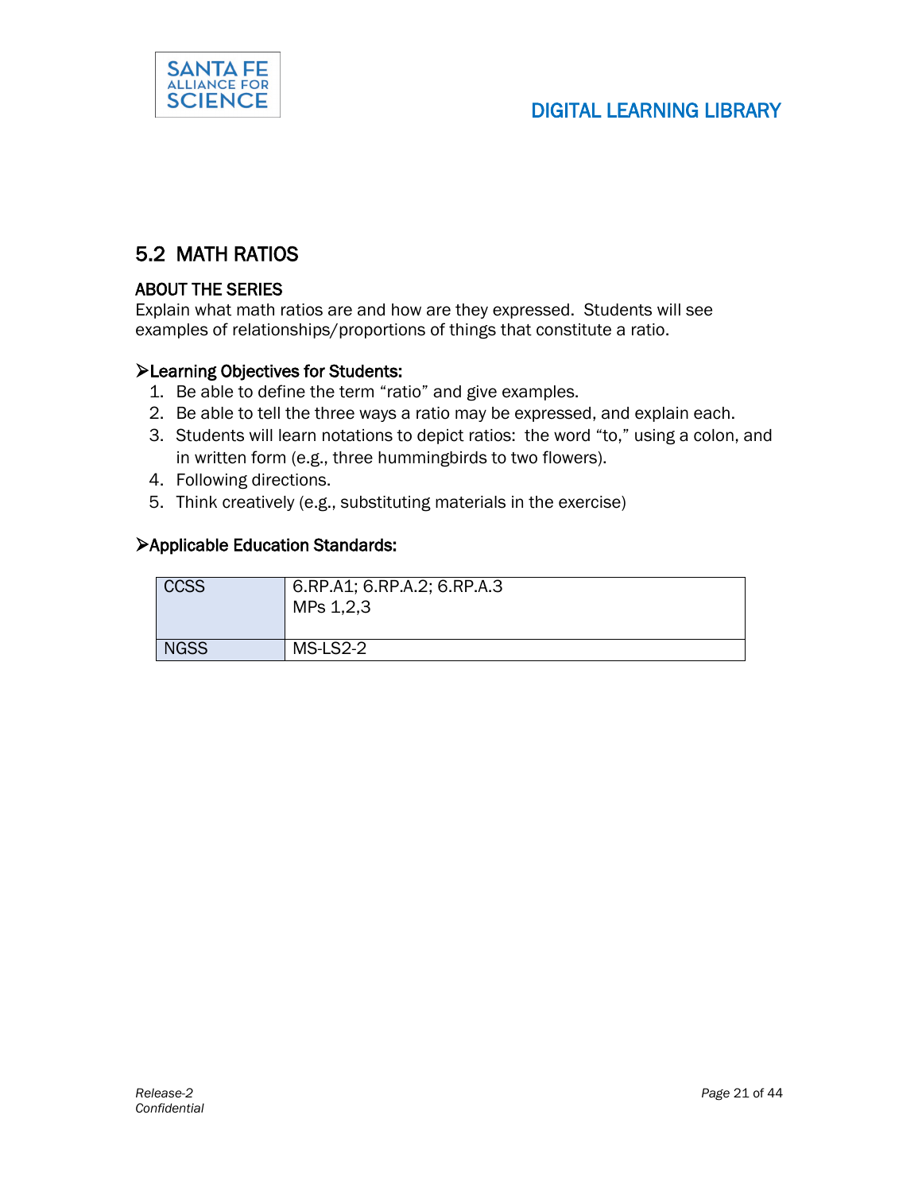## 5.2 MATH RATIOS

### ABOUT THE SERIES

Explain what math ratios are and how are they expressed. Students will see examples of relationships/proportions of things that constitute a ratio.

### ➢Learning Objectives for Students:

1. Be able to define the term "ratio" and give examples.
2. Be able to tell the three ways a ratio may be expressed, and explain each.
3. Students will learn notations to depict ratios: the word "to," using a colon, and in written form (e.g., three hummingbirds to two flowers).
4. Following directions.
5. Think creatively (e.g., substituting materials in the exercise)

### ➢Applicable Education Standards:

| CCSS | 6.RP.A1; 6.RP.A.2; 6.RP.A.3<br>MPs 1,2,3 |
|---|---|
| NGSS | MS-LS2-2 |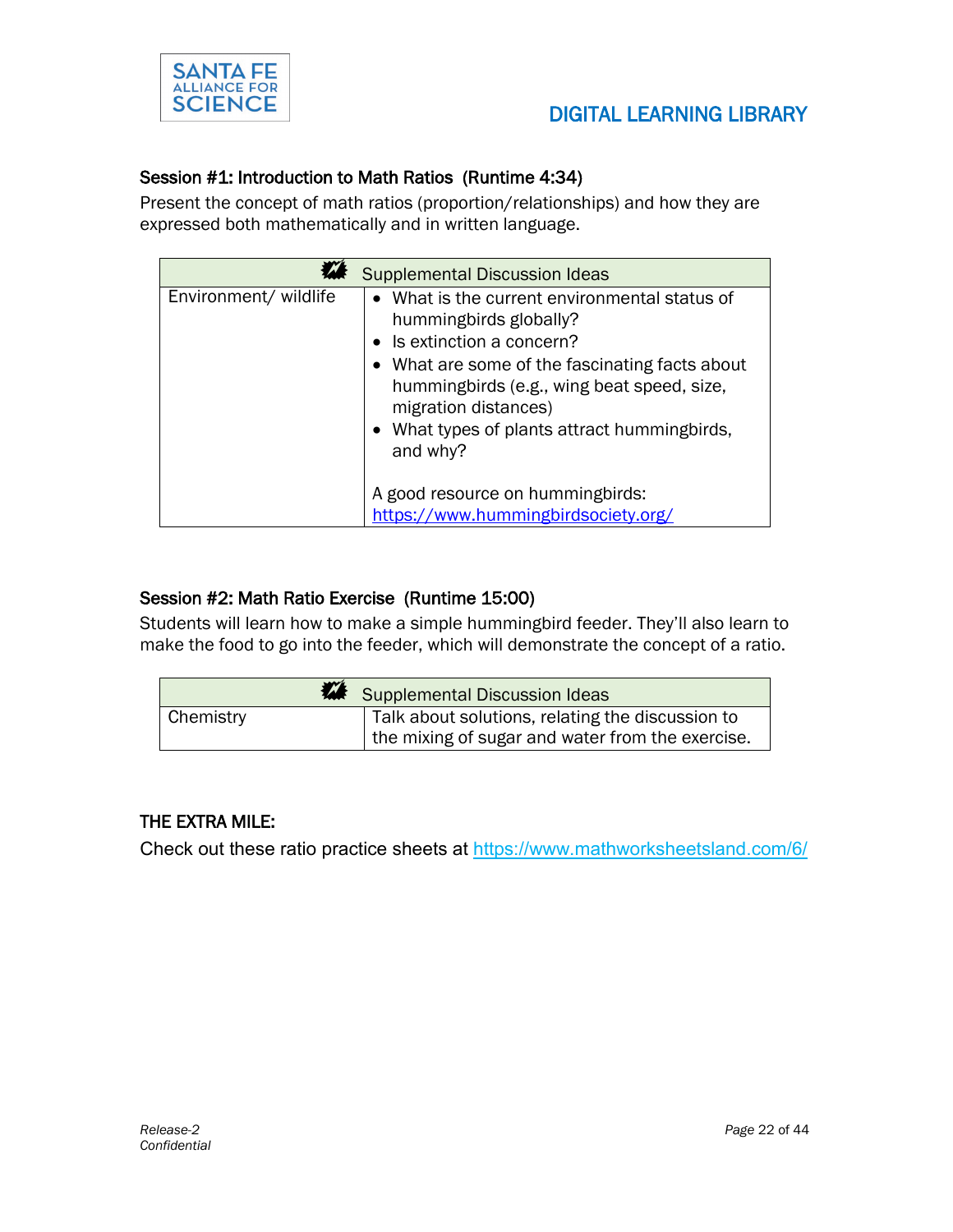### Session #1: Introduction to Math Ratios (Runtime 4:34)

Present the concept of math ratios (proportion/relationships) and how they are expressed both mathematically and in written language.

| Supplemental Discussion Ideas | |
|---|---|
| Environment/ wildlife | • What is the current environmental status of hummingbirds globally?<br>• Is extinction a concern?<br>• What are some of the fascinating facts about hummingbirds (e.g., wing beat speed, size, migration distances)<br>• What types of plants attract hummingbirds, and why?<br><br>A good resource on hummingbirds: https://www.hummingbirdsociety.org/ |

### Session #2: Math Ratio Exercise (Runtime 15:00)

Students will learn how to make a simple hummingbird feeder. They'll also learn to make the food to go into the feeder, which will demonstrate the concept of a ratio.

| Supplemental Discussion Ideas | |
|---|---|
| Chemistry | Talk about solutions, relating the discussion to the mixing of sugar and water from the exercise. |

### THE EXTRA MILE:

Check out these ratio practice sheets at https://www.mathworksheetsland.com/6/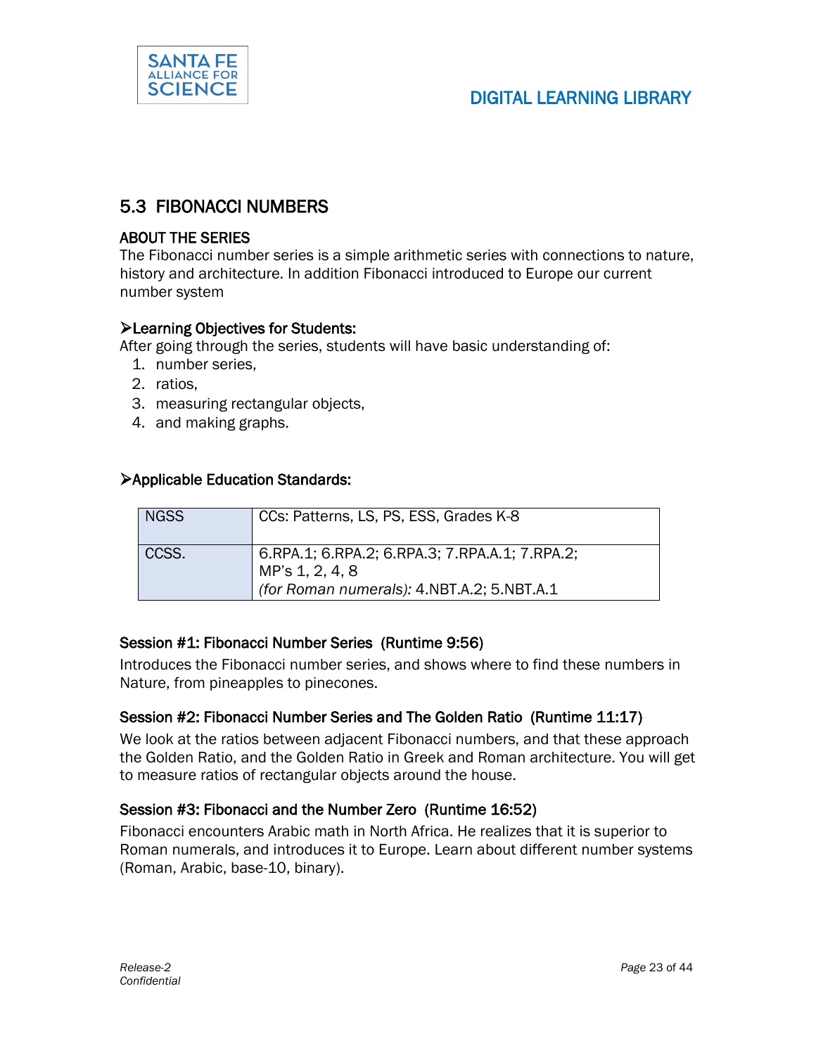## 5.3 FIBONACCI NUMBERS

### ABOUT THE SERIES

The Fibonacci number series is a simple arithmetic series with connections to nature, history and architecture. In addition Fibonacci introduced to Europe our current number system

### ➢Learning Objectives for Students:

After going through the series, students will have basic understanding of:

1. number series,
2. ratios,
3. measuring rectangular objects,
4. and making graphs.

### ➢Applicable Education Standards:

| NGSS | CCs: Patterns, LS, PS, ESS, Grades K-8 |
|---|---|
| CCSS. | 6.RPA.1; 6.RPA.2; 6.RPA.3; 7.RPA.A.1; 7.RPA.2; MP's 1, 2, 4, 8 *(for Roman numerals):* 4.NBT.A.2; 5.NBT.A.1 |

### Session #1: Fibonacci Number Series (Runtime 9:56)

Introduces the Fibonacci number series, and shows where to find these numbers in Nature, from pineapples to pinecones.

### Session #2: Fibonacci Number Series and The Golden Ratio (Runtime 11:17)

We look at the ratios between adjacent Fibonacci numbers, and that these approach the Golden Ratio, and the Golden Ratio in Greek and Roman architecture. You will get to measure ratios of rectangular objects around the house.

### Session #3: Fibonacci and the Number Zero (Runtime 16:52)

Fibonacci encounters Arabic math in North Africa. He realizes that it is superior to Roman numerals, and introduces it to Europe. Learn about different number systems (Roman, Arabic, base-10, binary).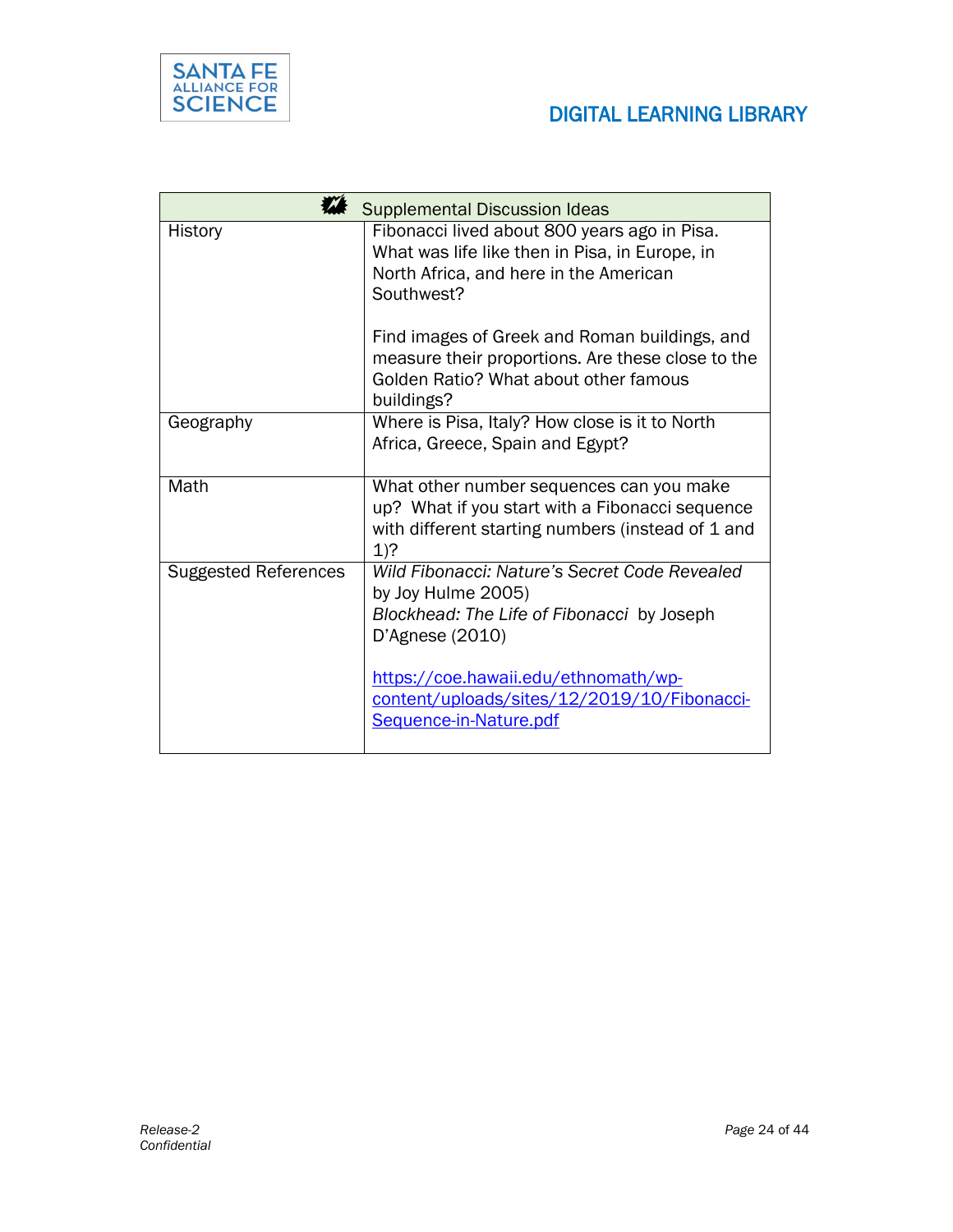| Supplemental Discussion Ideas | |
|---|---|
| History | Fibonacci lived about 800 years ago in Pisa. What was life like then in Pisa, in Europe, in North Africa, and here in the American Southwest?<br><br>Find images of Greek and Roman buildings, and measure their proportions. Are these close to the Golden Ratio? What about other famous buildings? |
| Geography | Where is Pisa, Italy? How close is it to North Africa, Greece, Spain and Egypt? |
| Math | What other number sequences can you make up? What if you start with a Fibonacci sequence with different starting numbers (instead of 1 and 1)? |
| Suggested References | *Wild Fibonacci: Nature's Secret Code Revealed* by Joy Hulme 2005)<br>*Blockhead: The Life of Fibonacci* by Joseph D'Agnese (2010)<br><br>[https://coe.hawaii.edu/ethnomath/wp-content/uploads/sites/12/2019/10/Fibonacci-Sequence-in-Nature.pdf](https://coe.hawaii.edu/ethnomath/wp-content/uploads/sites/12/2019/10/Fibonacci-Sequence-in-Nature.pdf) |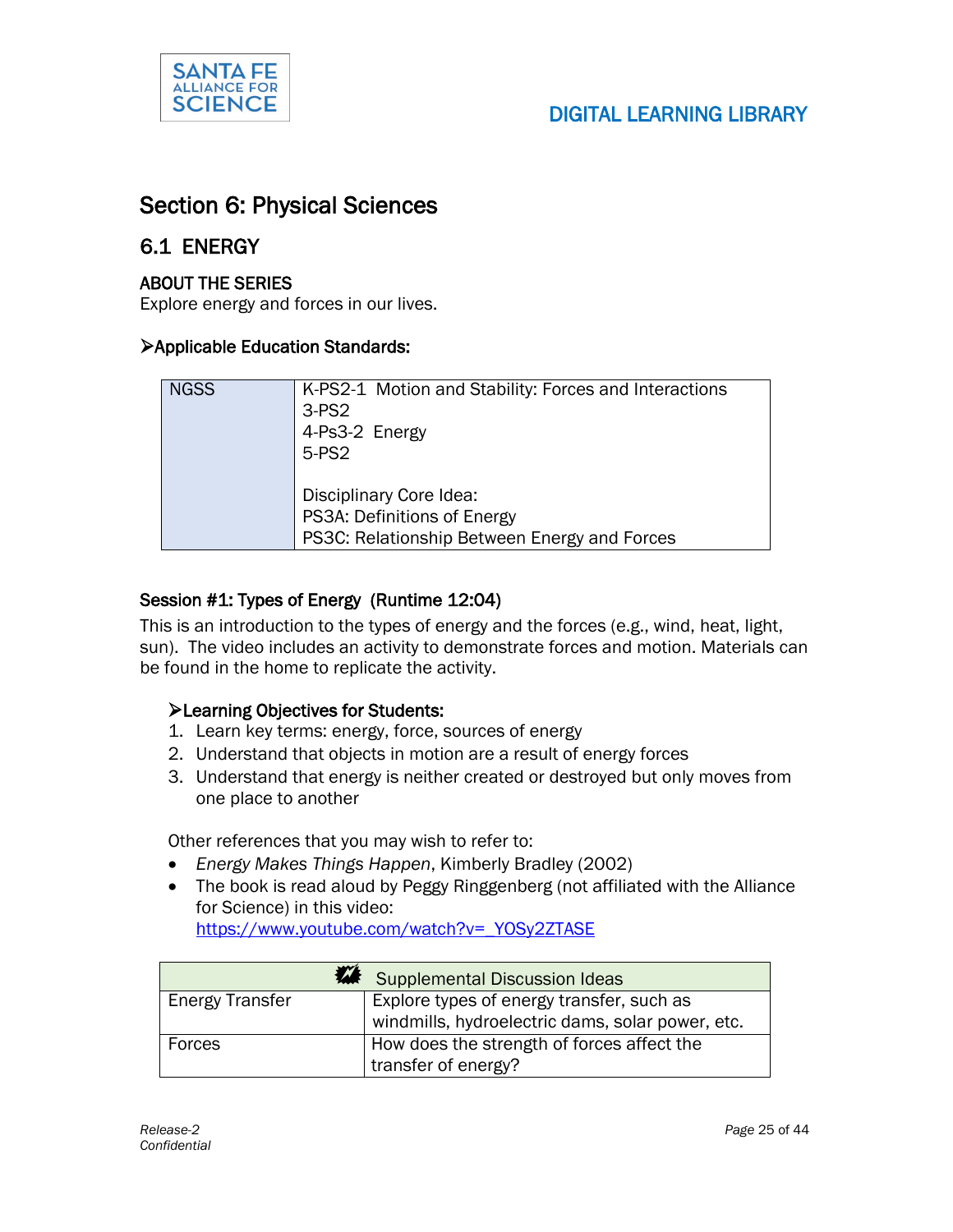# Section 6: Physical Sciences

## 6.1 ENERGY

### ABOUT THE SERIES

Explore energy and forces in our lives.

➢**Applicable Education Standards:**

| NGSS | K-PS2-1 Motion and Stability: Forces and Interactions<br>3-PS2<br>4-Ps3-2 Energy<br>5-PS2<br><br>Disciplinary Core Idea:<br>PS3A: Definitions of Energy<br>PS3C: Relationship Between Energy and Forces |
|---|---|

### Session #1: Types of Energy (Runtime 12:04)

This is an introduction to the types of energy and the forces (e.g., wind, heat, light, sun). The video includes an activity to demonstrate forces and motion. Materials can be found in the home to replicate the activity.

➢**Learning Objectives for Students:**

1. Learn key terms: energy, force, sources of energy
2. Understand that objects in motion are a result of energy forces
3. Understand that energy is neither created or destroyed but only moves from one place to another

Other references that you may wish to refer to:

- *Energy Makes Things Happen*, Kimberly Bradley (2002)
- The book is read aloud by Peggy Ringgenberg (not affiliated with the Alliance for Science) in this video: https://www.youtube.com/watch?v=_YOSy2ZTASE

| Supplemental Discussion Ideas | |
|---|---|
| Energy Transfer | Explore types of energy transfer, such as windmills, hydroelectric dams, solar power, etc. |
| Forces | How does the strength of forces affect the transfer of energy? |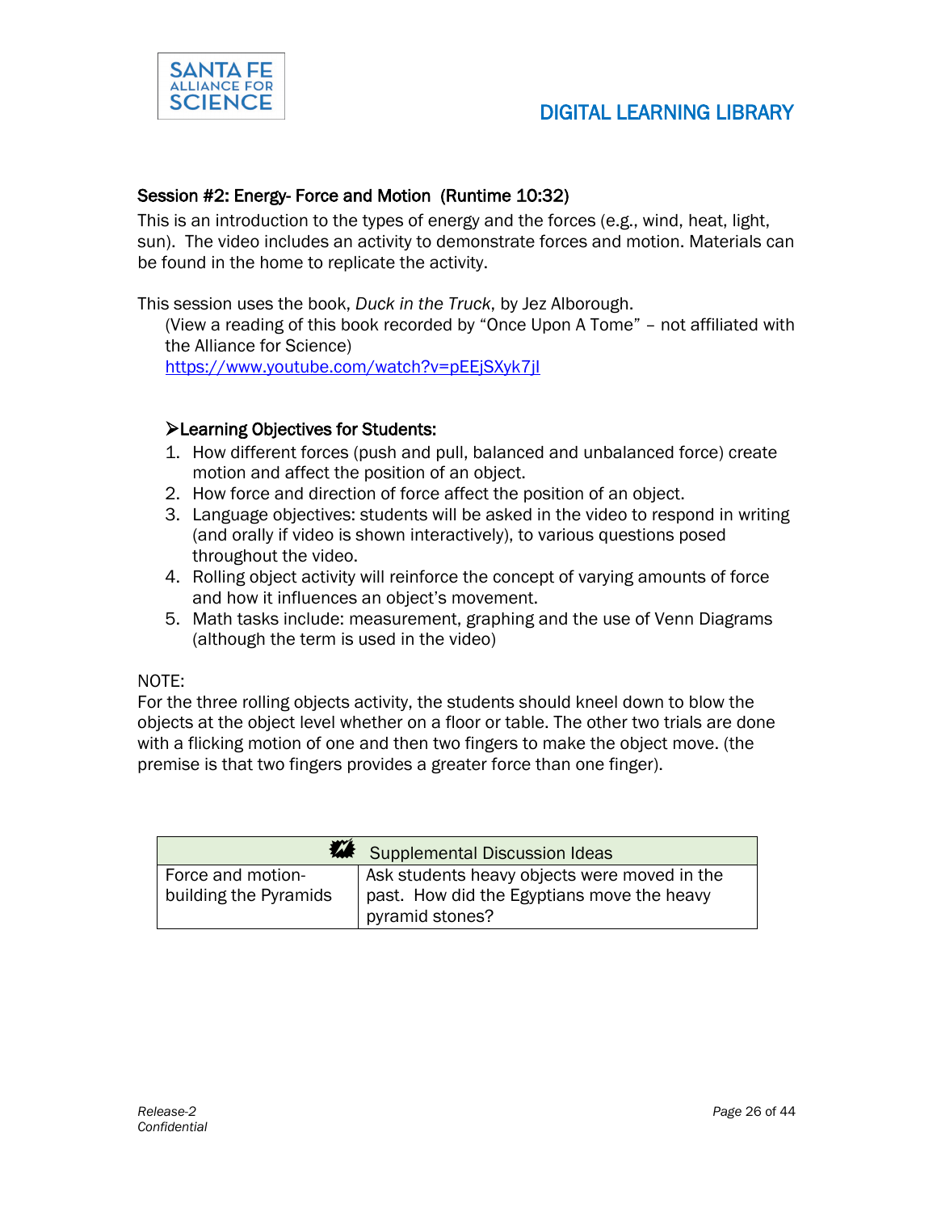### Session #2: Energy- Force and Motion (Runtime 10:32)

This is an introduction to the types of energy and the forces (e.g., wind, heat, light, sun). The video includes an activity to demonstrate forces and motion. Materials can be found in the home to replicate the activity.

This session uses the book, *Duck in the Truck*, by Jez Alborough.

(View a reading of this book recorded by "Once Upon A Tome" – not affiliated with the Alliance for Science)
https://www.youtube.com/watch?v=pEEjSXyk7jI

➢**Learning Objectives for Students:**

1. How different forces (push and pull, balanced and unbalanced force) create motion and affect the position of an object.
2. How force and direction of force affect the position of an object.
3. Language objectives: students will be asked in the video to respond in writing (and orally if video is shown interactively), to various questions posed throughout the video.
4. Rolling object activity will reinforce the concept of varying amounts of force and how it influences an object's movement.
5. Math tasks include: measurement, graphing and the use of Venn Diagrams (although the term is used in the video)

NOTE:
For the three rolling objects activity, the students should kneel down to blow the objects at the object level whether on a floor or table. The other two trials are done with a flicking motion of one and then two fingers to make the object move. (the premise is that two fingers provides a greater force than one finger).

| Supplemental Discussion Ideas | |
|---|---|
| Force and motion- building the Pyramids | Ask students heavy objects were moved in the past. How did the Egyptians move the heavy pyramid stones? |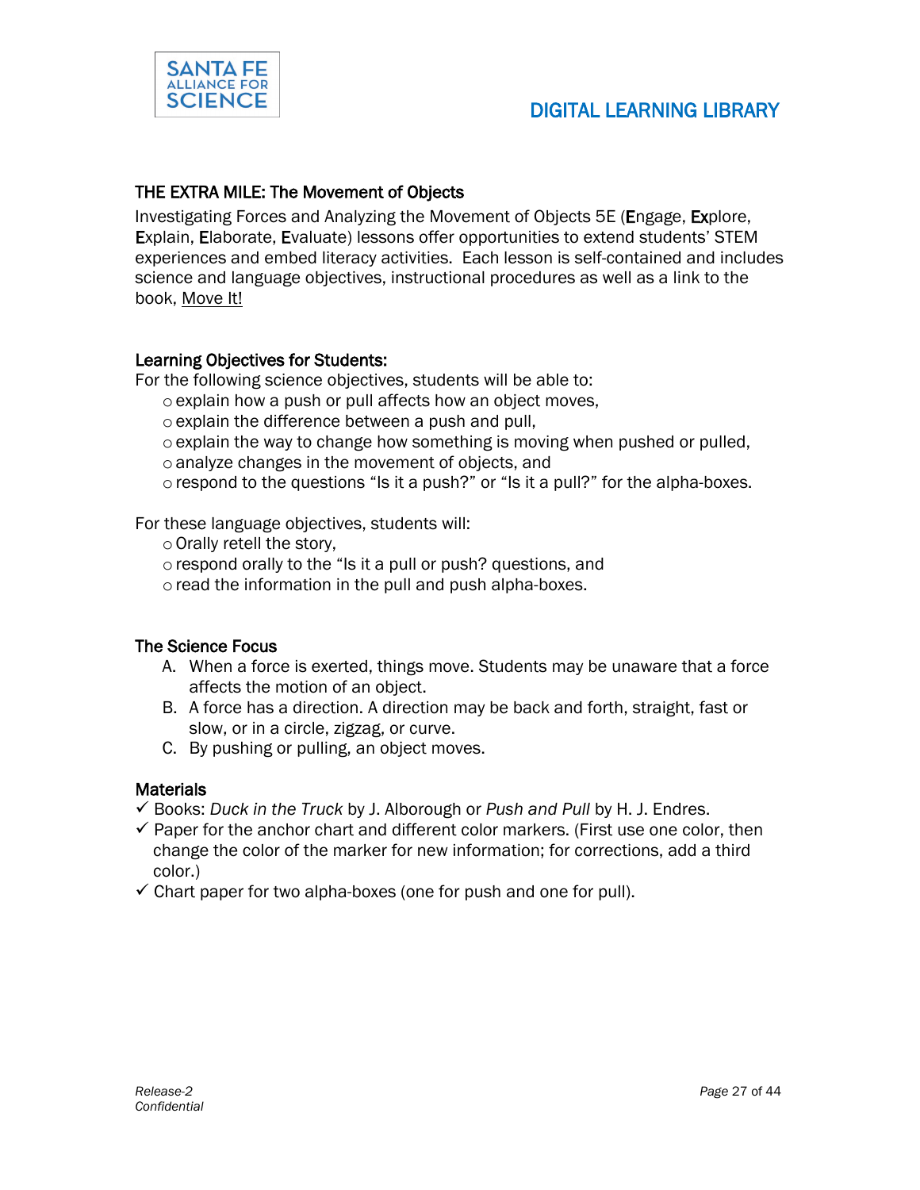## THE EXTRA MILE: The Movement of Objects

Investigating Forces and Analyzing the Movement of Objects 5E (**E**ngage, **Ex**plore, **E**xplain, **E**laborate, **E**valuate) lessons offer opportunities to extend students' STEM experiences and embed literacy activities. Each lesson is self-contained and includes science and language objectives, instructional procedures as well as a link to the book, Move It!

### Learning Objectives for Students:

For the following science objectives, students will be able to:

- explain how a push or pull affects how an object moves,
- explain the difference between a push and pull,
- explain the way to change how something is moving when pushed or pulled,
- analyze changes in the movement of objects, and
- respond to the questions "Is it a push?" or "Is it a pull?" for the alpha-boxes.

For these language objectives, students will:

- Orally retell the story,
- respond orally to the "Is it a pull or push? questions, and
- read the information in the pull and push alpha-boxes.

### The Science Focus

A. When a force is exerted, things move. Students may be unaware that a force affects the motion of an object.
B. A force has a direction. A direction may be back and forth, straight, fast or slow, or in a circle, zigzag, or curve.
C. By pushing or pulling, an object moves.

### Materials

- ✓ Books: *Duck in the Truck* by J. Alborough or *Push and Pull* by H. J. Endres.
- ✓ Paper for the anchor chart and different color markers. (First use one color, then change the color of the marker for new information; for corrections, add a third color.)
- ✓ Chart paper for two alpha-boxes (one for push and one for pull).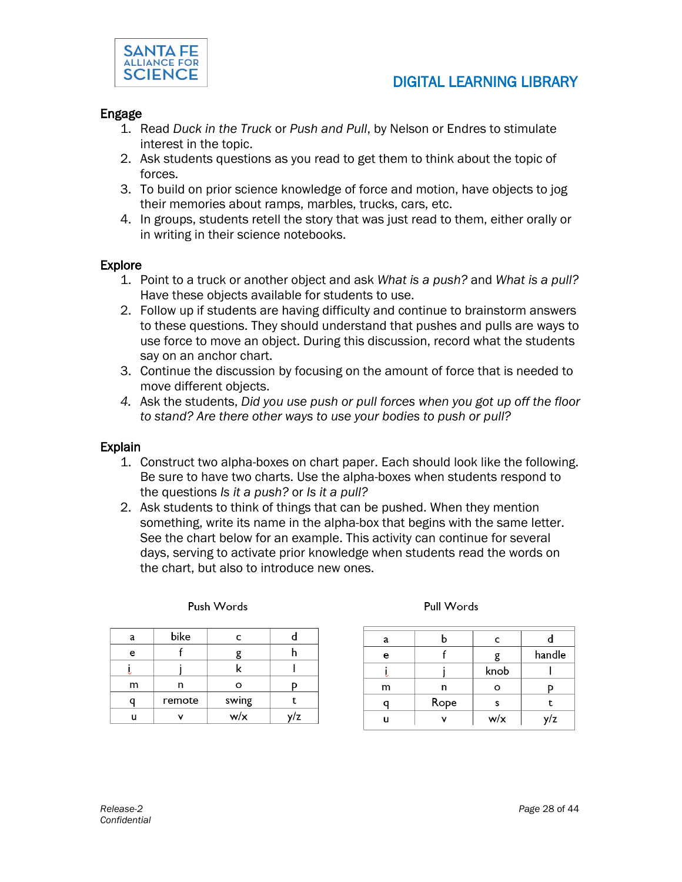## Engage

1. Read *Duck in the Truck* or *Push and Pull*, by Nelson or Endres to stimulate interest in the topic.
2. Ask students questions as you read to get them to think about the topic of forces.
3. To build on prior science knowledge of force and motion, have objects to jog their memories about ramps, marbles, trucks, cars, etc.
4. In groups, students retell the story that was just read to them, either orally or in writing in their science notebooks.

## Explore

1. Point to a truck or another object and ask *What is a push?* and *What is a pull?* Have these objects available for students to use.
2. Follow up if students are having difficulty and continue to brainstorm answers to these questions. They should understand that pushes and pulls are ways to use force to move an object. During this discussion, record what the students say on an anchor chart.
3. Continue the discussion by focusing on the amount of force that is needed to move different objects.
4. *Ask the students, Did you use push or pull forces when you got up off the floor to stand? Are there other ways to use your bodies to push or pull?*

## Explain

1. Construct two alpha-boxes on chart paper. Each should look like the following. Be sure to have two charts. Use the alpha-boxes when students respond to the questions *Is it a push?* or *Is it a pull?*
2. Ask students to think of things that can be pushed. When they mention something, write its name in the alpha-box that begins with the same letter. See the chart below for an example. This activity can continue for several days, serving to activate prior knowledge when students read the words on the chart, but also to introduce new ones.

Push Words

| | | | |
|---|---|---|---|
| a | bike | c | d |
| e | f | g | h |
| i | j | k | l |
| m | n | o | p |
| q | remote | swing | t |
| u | v | w/x | y/z |

Pull Words

| | | | |
|---|---|---|---|
| a | b | c | d |
| e | f | g | handle |
| i | j | knob | l |
| m | n | o | p |
| q | Rope | s | t |
| u | v | w/x | y/z |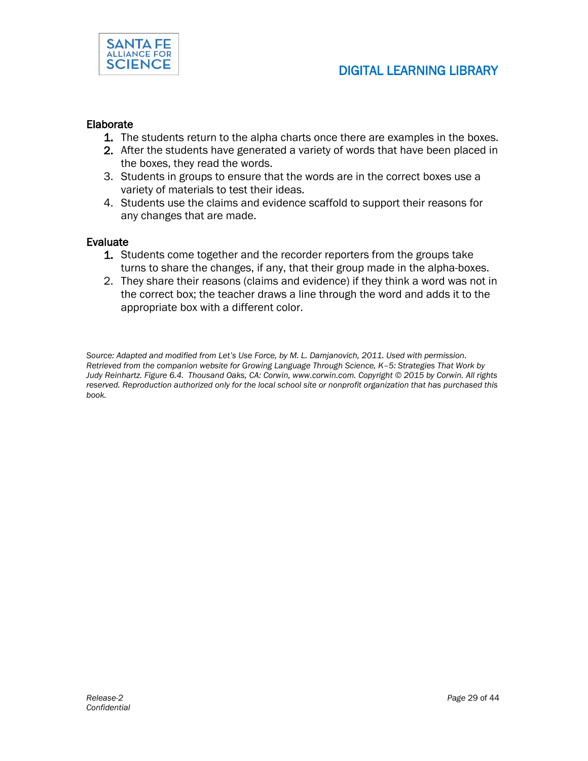### Elaborate

1. The students return to the alpha charts once there are examples in the boxes.
2. After the students have generated a variety of words that have been placed in the boxes, they read the words.
3. Students in groups to ensure that the words are in the correct boxes use a variety of materials to test their ideas.
4. Students use the claims and evidence scaffold to support their reasons for any changes that are made.

### Evaluate

1. Students come together and the recorder reporters from the groups take turns to share the changes, if any, that their group made in the alpha-boxes.
2. They share their reasons (claims and evidence) if they think a word was not in the correct box; the teacher draws a line through the word and adds it to the appropriate box with a different color.

*Source: Adapted and modified from Let's Use Force, by M. L. Damjanovich, 2011. Used with permission. Retrieved from the companion website for Growing Language Through Science, K–5: Strategies That Work by Judy Reinhartz. Figure 6.4. Thousand Oaks, CA: Corwin, www.corwin.com. Copyright © 2015 by Corwin. All rights reserved. Reproduction authorized only for the local school site or nonprofit organization that has purchased this book.*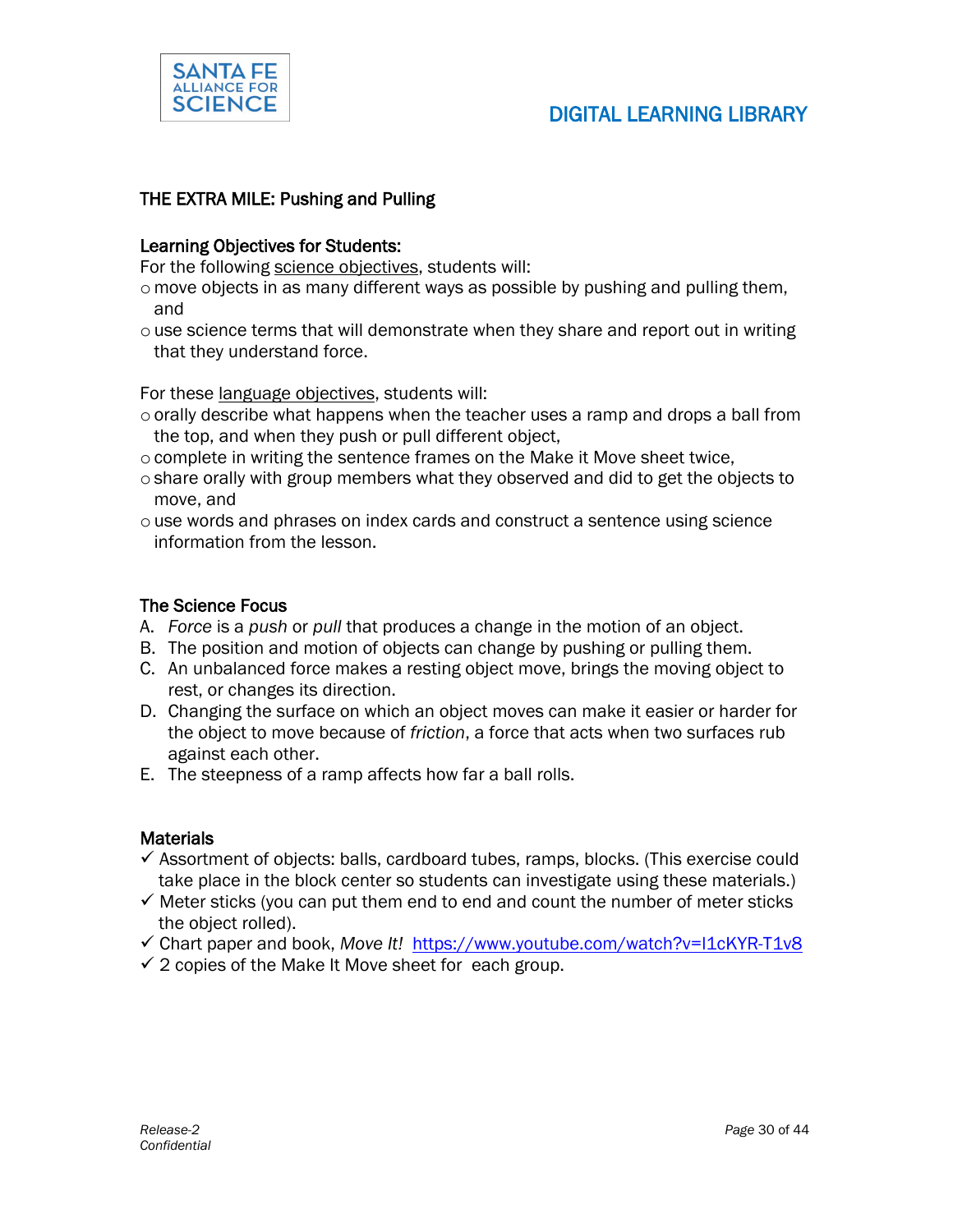## THE EXTRA MILE: Pushing and Pulling

### Learning Objectives for Students:

For the following science objectives, students will:

- move objects in as many different ways as possible by pushing and pulling them, and
- use science terms that will demonstrate when they share and report out in writing that they understand force.

For these language objectives, students will:

- orally describe what happens when the teacher uses a ramp and drops a ball from the top, and when they push or pull different object,
- complete in writing the sentence frames on the Make it Move sheet twice,
- share orally with group members what they observed and did to get the objects to move, and
- use words and phrases on index cards and construct a sentence using science information from the lesson.

### The Science Focus

A. *Force* is a *push* or *pull* that produces a change in the motion of an object.
B. The position and motion of objects can change by pushing or pulling them.
C. An unbalanced force makes a resting object move, brings the moving object to rest, or changes its direction.
D. Changing the surface on which an object moves can make it easier or harder for the object to move because of *friction*, a force that acts when two surfaces rub against each other.
E. The steepness of a ramp affects how far a ball rolls.

### Materials

- ✓ Assortment of objects: balls, cardboard tubes, ramps, blocks. (This exercise could take place in the block center so students can investigate using these materials.)
- ✓ Meter sticks (you can put them end to end and count the number of meter sticks the object rolled).
- ✓ Chart paper and book, *Move It!* https://www.youtube.com/watch?v=I1cKYR-T1v8
- ✓ 2 copies of the Make It Move sheet for each group.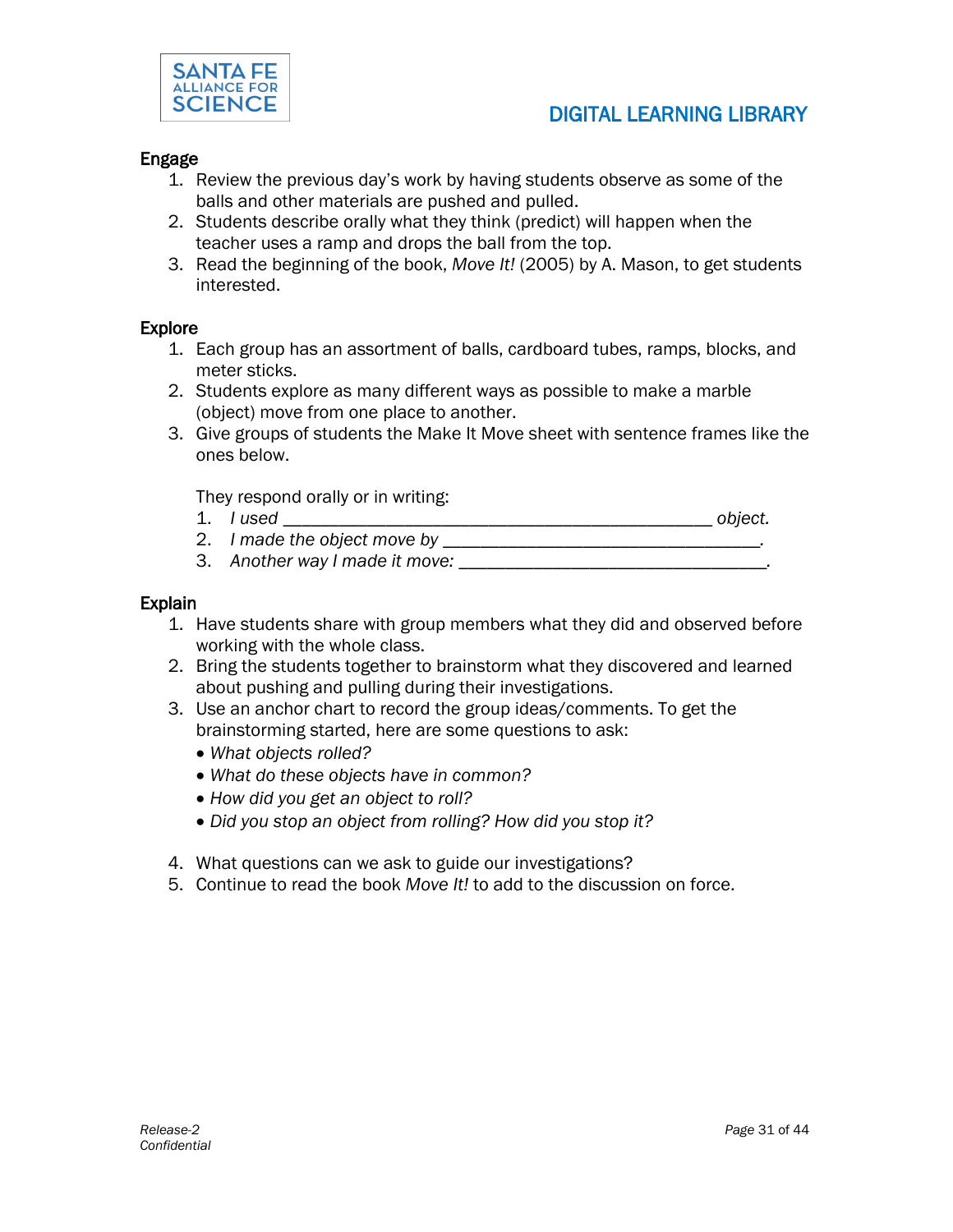### Engage

1. Review the previous day's work by having students observe as some of the balls and other materials are pushed and pulled.
2. Students describe orally what they think (predict) will happen when the teacher uses a ramp and drops the ball from the top.
3. Read the beginning of the book, *Move It!* (2005) by A. Mason, to get students interested.

### Explore

1. Each group has an assortment of balls, cardboard tubes, ramps, blocks, and meter sticks.
2. Students explore as many different ways as possible to make a marble (object) move from one place to another.
3. Give groups of students the Make It Move sheet with sentence frames like the ones below.

   They respond orally or in writing:
   1. *I used \_\_\_\_\_\_\_\_\_\_\_\_\_\_\_\_\_\_\_\_\_\_\_\_\_\_\_\_\_\_\_\_\_\_\_\_\_\_\_\_\_\_\_\_\_\_\_\_ object.*
   2. *I made the object move by \_\_\_\_\_\_\_\_\_\_\_\_\_\_\_\_\_\_\_\_\_\_\_\_\_\_\_\_\_\_\_\_\_\_\_\_.*
   3. *Another way I made it move: \_\_\_\_\_\_\_\_\_\_\_\_\_\_\_\_\_\_\_\_\_\_\_\_\_\_\_\_\_\_\_\_\_\_.*

### Explain

1. Have students share with group members what they did and observed before working with the whole class.
2. Bring the students together to brainstorm what they discovered and learned about pushing and pulling during their investigations.
3. Use an anchor chart to record the group ideas/comments. To get the brainstorming started, here are some questions to ask:
   - *What objects rolled?*
   - *What do these objects have in common?*
   - *How did you get an object to roll?*
   - *Did you stop an object from rolling? How did you stop it?*
4. What questions can we ask to guide our investigations?
5. Continue to read the book *Move It!* to add to the discussion on force.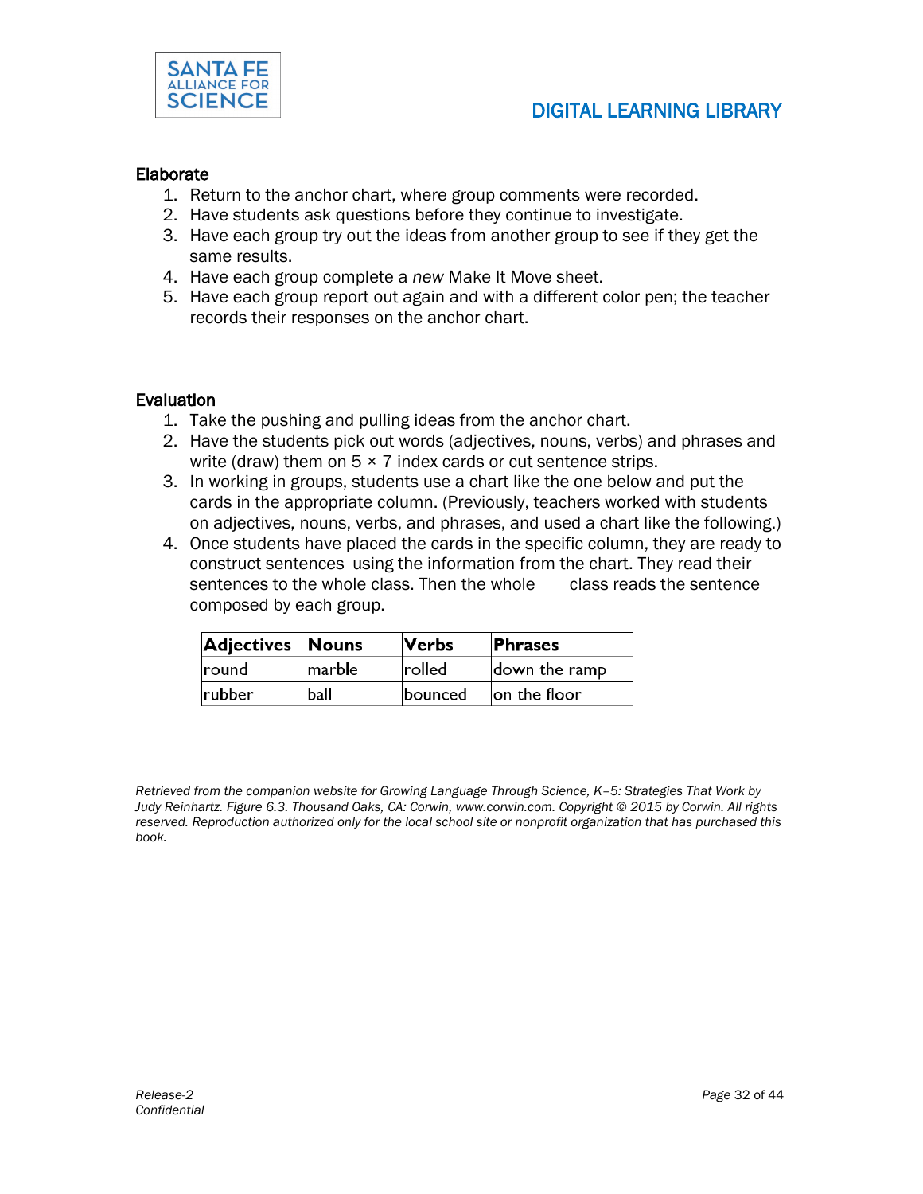### Elaborate

1. Return to the anchor chart, where group comments were recorded.
2. Have students ask questions before they continue to investigate.
3. Have each group try out the ideas from another group to see if they get the same results.
4. Have each group complete a *new* Make It Move sheet.
5. Have each group report out again and with a different color pen; the teacher records their responses on the anchor chart.

### Evaluation

1. Take the pushing and pulling ideas from the anchor chart.
2. Have the students pick out words (adjectives, nouns, verbs) and phrases and write (draw) them on 5 × 7 index cards or cut sentence strips.
3. In working in groups, students use a chart like the one below and put the cards in the appropriate column. (Previously, teachers worked with students on adjectives, nouns, verbs, and phrases, and used a chart like the following.)
4. Once students have placed the cards in the specific column, they are ready to construct sentences using the information from the chart. They read their sentences to the whole class. Then the whole class reads the sentence composed by each group.

| Adjectives | Nouns | Verbs | Phrases |
|---|---|---|---|
| round | marble | rolled | down the ramp |
| rubber | ball | bounced | on the floor |

*Retrieved from the companion website for Growing Language Through Science, K–5: Strategies That Work by Judy Reinhartz. Figure 6.3. Thousand Oaks, CA: Corwin, www.corwin.com. Copyright © 2015 by Corwin. All rights reserved. Reproduction authorized only for the local school site or nonprofit organization that has purchased this book.*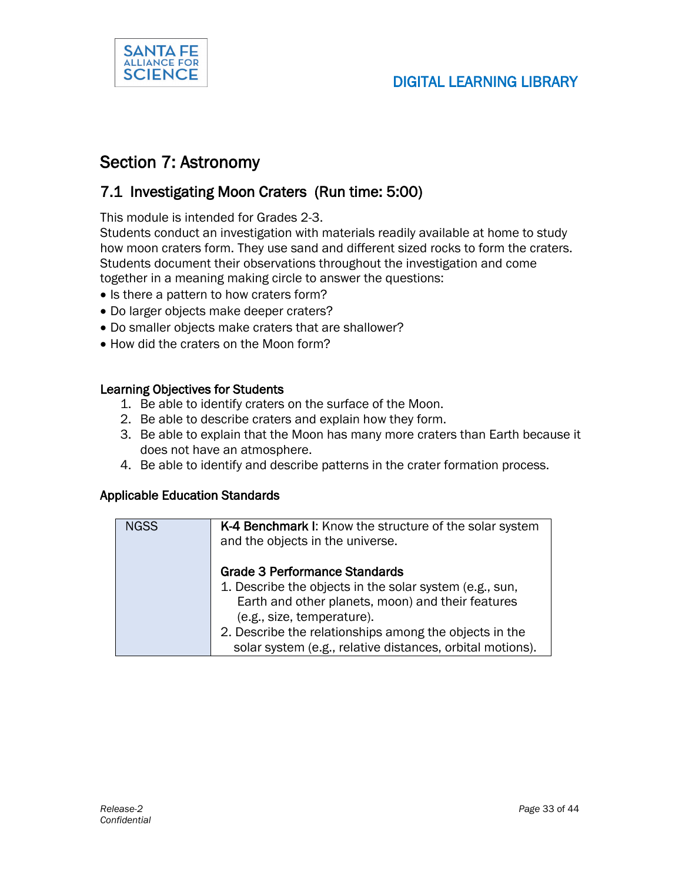## Section 7: Astronomy

### 7.1 Investigating Moon Craters (Run time: 5:00)

This module is intended for Grades 2-3.
Students conduct an investigation with materials readily available at home to study how moon craters form. They use sand and different sized rocks to form the craters. Students document their observations throughout the investigation and come together in a meaning making circle to answer the questions:

- Is there a pattern to how craters form?
- Do larger objects make deeper craters?
- Do smaller objects make craters that are shallower?
- How did the craters on the Moon form?

#### Learning Objectives for Students

1. Be able to identify craters on the surface of the Moon.
2. Be able to describe craters and explain how they form.
3. Be able to explain that the Moon has many more craters than Earth because it does not have an atmosphere.
4. Be able to identify and describe patterns in the crater formation process.

#### Applicable Education Standards

| | |
|---|---|
| NGSS | **K-4 Benchmark I**: Know the structure of the solar system and the objects in the universe.<br><br>**Grade 3 Performance Standards**<br>1. Describe the objects in the solar system (e.g., sun, Earth and other planets, moon) and their features (e.g., size, temperature).<br>2. Describe the relationships among the objects in the solar system (e.g., relative distances, orbital motions). |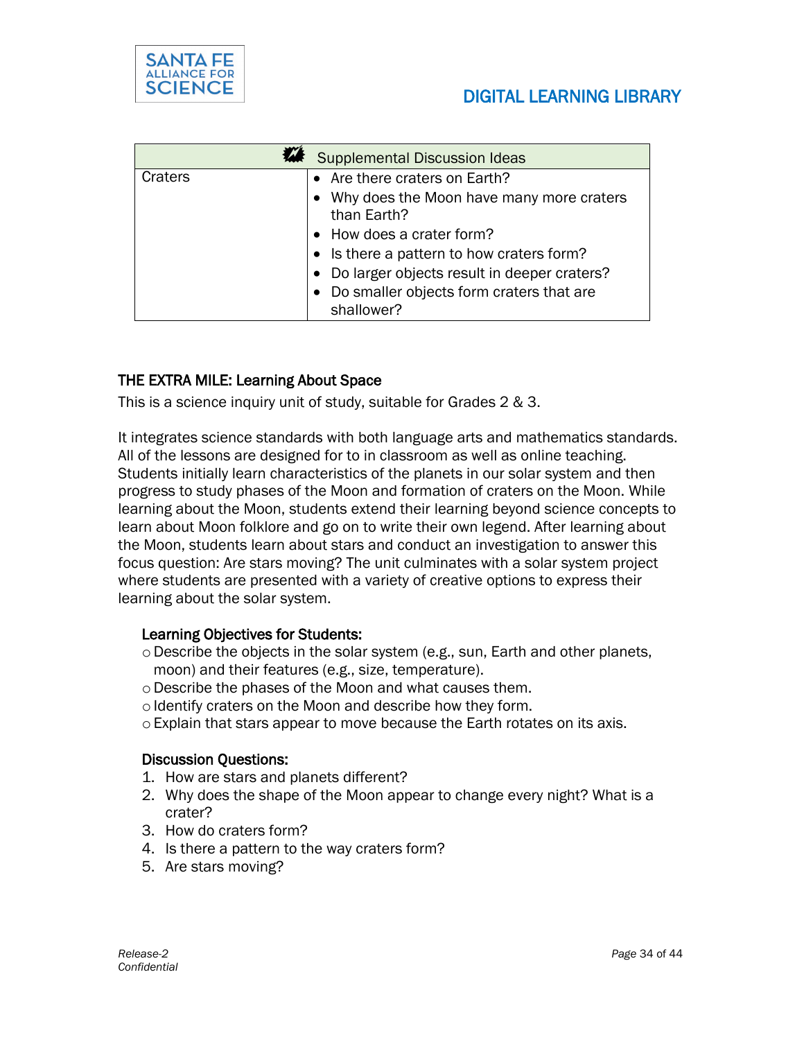| Supplemental Discussion Ideas | |
|---|---|
| Craters | • Are there craters on Earth?<br>• Why does the Moon have many more craters than Earth?<br>• How does a crater form?<br>• Is there a pattern to how craters form?<br>• Do larger objects result in deeper craters?<br>• Do smaller objects form craters that are shallower? |

## THE EXTRA MILE: Learning About Space

This is a science inquiry unit of study, suitable for Grades 2 & 3.

It integrates science standards with both language arts and mathematics standards. All of the lessons are designed for to in classroom as well as online teaching. Students initially learn characteristics of the planets in our solar system and then progress to study phases of the Moon and formation of craters on the Moon. While learning about the Moon, students extend their learning beyond science concepts to learn about Moon folklore and go on to write their own legend. After learning about the Moon, students learn about stars and conduct an investigation to answer this focus question: Are stars moving? The unit culminates with a solar system project where students are presented with a variety of creative options to express their learning about the solar system.

### Learning Objectives for Students:

- Describe the objects in the solar system (e.g., sun, Earth and other planets, moon) and their features (e.g., size, temperature).
- Describe the phases of the Moon and what causes them.
- Identify craters on the Moon and describe how they form.
- Explain that stars appear to move because the Earth rotates on its axis.

### Discussion Questions:

1. How are stars and planets different?
2. Why does the shape of the Moon appear to change every night? What is a crater?
3. How do craters form?
4. Is there a pattern to the way craters form?
5. Are stars moving?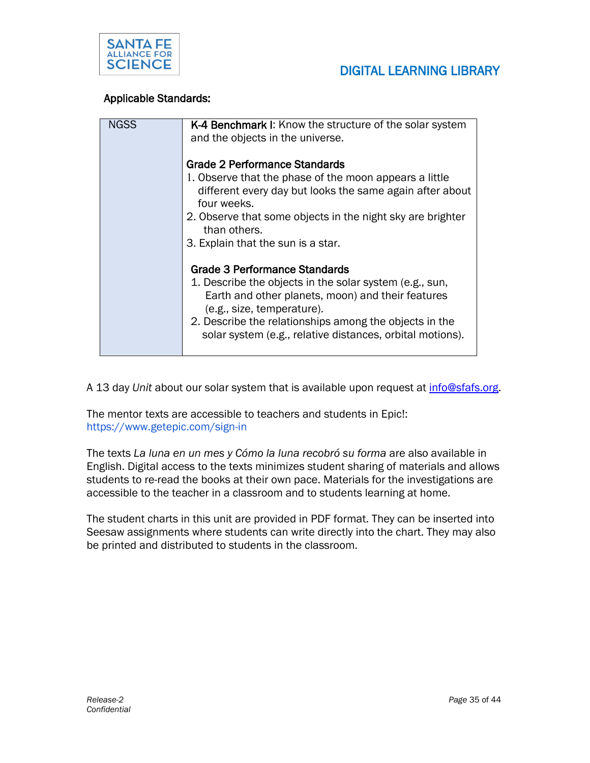**Applicable Standards:**

| NGSS | **K-4 Benchmark I**: Know the structure of the solar system and the objects in the universe.<br><br>**Grade 2 Performance Standards**<br>1. Observe that the phase of the moon appears a little different every day but looks the same again after about four weeks.<br>2. Observe that some objects in the night sky are brighter than others.<br>3. Explain that the sun is a star.<br><br>**Grade 3 Performance Standards**<br>1. Describe the objects in the solar system (e.g., sun, Earth and other planets, moon) and their features (e.g., size, temperature).<br>2. Describe the relationships among the objects in the solar system (e.g., relative distances, orbital motions). |
|---|---|

A 13 day *Unit* about our solar system that is available upon request at info@sfafs.org.

The mentor texts are accessible to teachers and students in Epic!: https://www.getepic.com/sign-in

The texts *La luna en un mes y Cómo la luna recobró su forma* are also available in English. Digital access to the texts minimizes student sharing of materials and allows students to re-read the books at their own pace. Materials for the investigations are accessible to the teacher in a classroom and to students learning at home.

The student charts in this unit are provided in PDF format. They can be inserted into Seesaw assignments where students can write directly into the chart. They may also be printed and distributed to students in the classroom.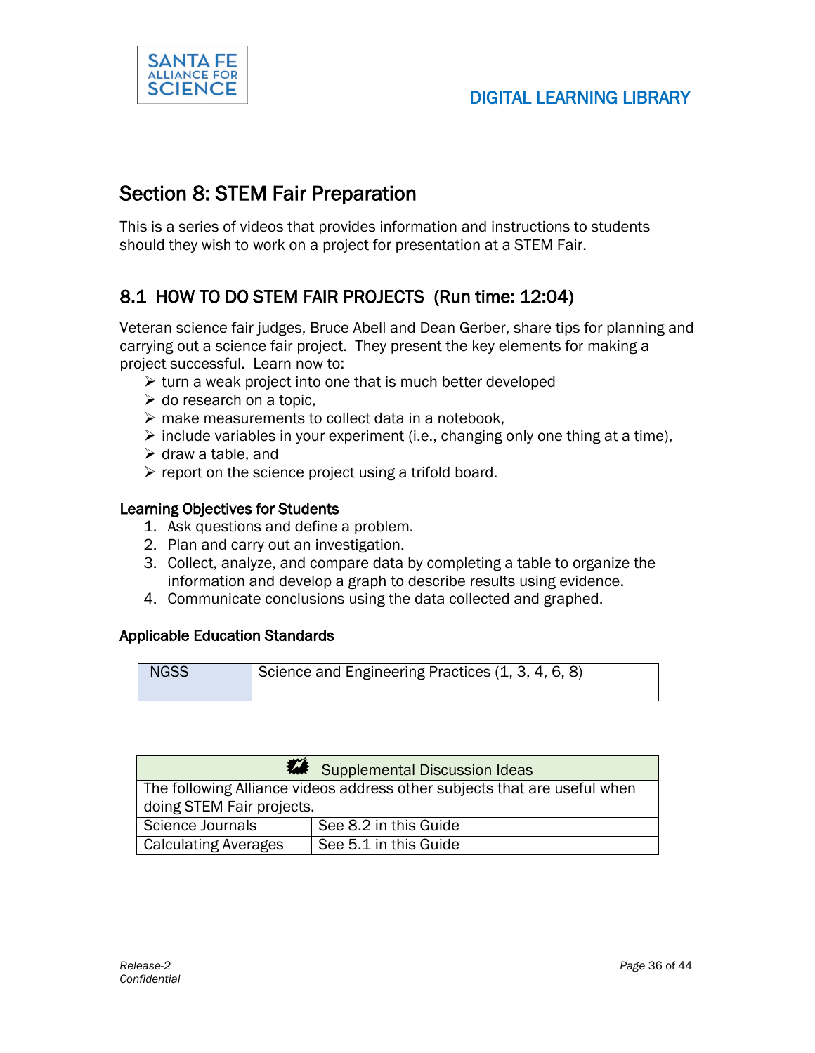## Section 8: STEM Fair Preparation

This is a series of videos that provides information and instructions to students should they wish to work on a project for presentation at a STEM Fair.

### 8.1 HOW TO DO STEM FAIR PROJECTS (Run time: 12:04)

Veteran science fair judges, Bruce Abell and Dean Gerber, share tips for planning and carrying out a science fair project. They present the key elements for making a project successful. Learn now to:

- turn a weak project into one that is much better developed
- do research on a topic,
- make measurements to collect data in a notebook,
- include variables in your experiment (i.e., changing only one thing at a time),
- draw a table, and
- report on the science project using a trifold board.

#### Learning Objectives for Students

1. Ask questions and define a problem.
2. Plan and carry out an investigation.
3. Collect, analyze, and compare data by completing a table to organize the information and develop a graph to describe results using evidence.
4. Communicate conclusions using the data collected and graphed.

#### Applicable Education Standards

| NGSS | Science and Engineering Practices (1, 3, 4, 6, 8) |
|---|---|

| Supplemental Discussion Ideas | |
|---|---|
| The following Alliance videos address other subjects that are useful when doing STEM Fair projects. | |
| Science Journals | See 8.2 in this Guide |
| Calculating Averages | See 5.1 in this Guide |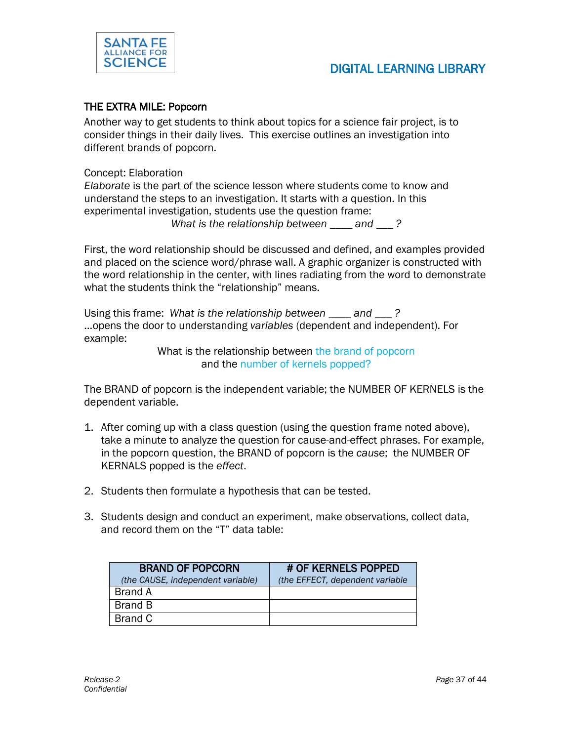### THE EXTRA MILE: Popcorn

Another way to get students to think about topics for a science fair project, is to consider things in their daily lives. This exercise outlines an investigation into different brands of popcorn.

Concept: Elaboration

*Elaborate* is the part of the science lesson where students come to know and understand the steps to an investigation. It starts with a question. In this experimental investigation, students use the question frame:

*What is the relationship between ____ and ___ ?*

First, the word relationship should be discussed and defined, and examples provided and placed on the science word/phrase wall. A graphic organizer is constructed with the word relationship in the center, with lines radiating from the word to demonstrate what the students think the "relationship" means.

Using this frame: *What is the relationship between ____ and ___ ?*
…opens the door to understanding *variables* (dependent and independent). For example:

What is the relationship between the brand of popcorn and the number of kernels popped?

The BRAND of popcorn is the independent variable; the NUMBER OF KERNELS is the dependent variable.

1. After coming up with a class question (using the question frame noted above), take a minute to analyze the question for cause-and-effect phrases. For example, in the popcorn question, the BRAND of popcorn is the *cause*; the NUMBER OF KERNALS popped is the *effect*.

2. Students then formulate a hypothesis that can be tested.

3. Students design and conduct an experiment, make observations, collect data, and record them on the "T" data table:

| **BRAND OF POPCORN** *(the CAUSE, independent variable)* | **# OF KERNELS POPPED** *(the EFFECT, dependent variable* |
|---|---|
| Brand A | |
| Brand B | |
| Brand C | |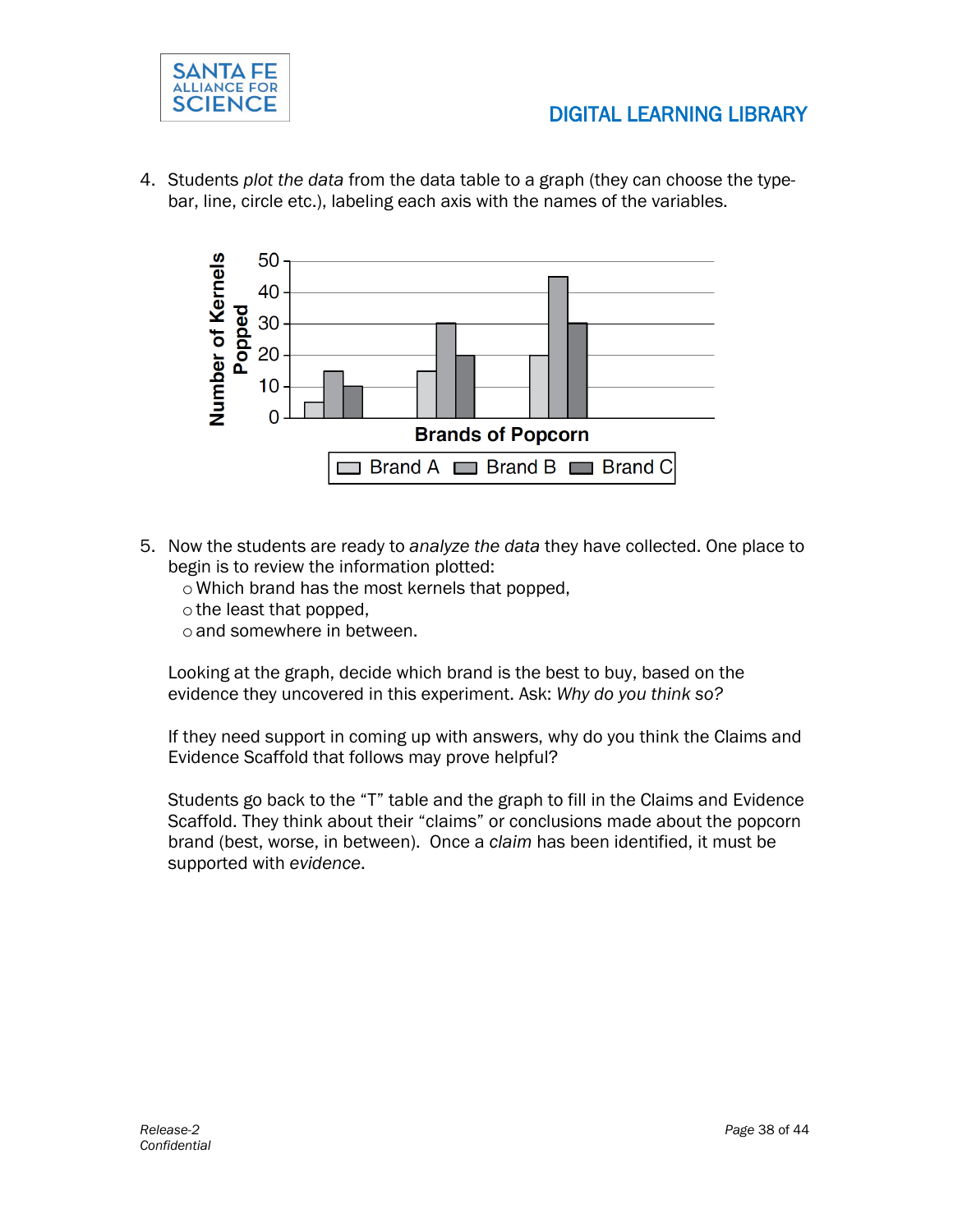4. Students *plot the data* from the data table to a graph (they can choose the type- bar, line, circle etc.), labeling each axis with the names of the variables.

Number of Kernels Popped

Brands of Popcorn

Brand A  Brand B  Brand C

5. Now the students are ready to *analyze the data* they have collected. One place to begin is to review the information plotted:
   - Which brand has the most kernels that popped,
   - the least that popped,
   - and somewhere in between.

   Looking at the graph, decide which brand is the best to buy, based on the evidence they uncovered in this experiment. Ask: *Why do you think so?*

   If they need support in coming up with answers, why do you think the Claims and Evidence Scaffold that follows may prove helpful?

   Students go back to the "T" table and the graph to fill in the Claims and Evidence Scaffold. They think about their "claims" or conclusions made about the popcorn brand (best, worse, in between). Once a *claim* has been identified, it must be supported with *evidence*.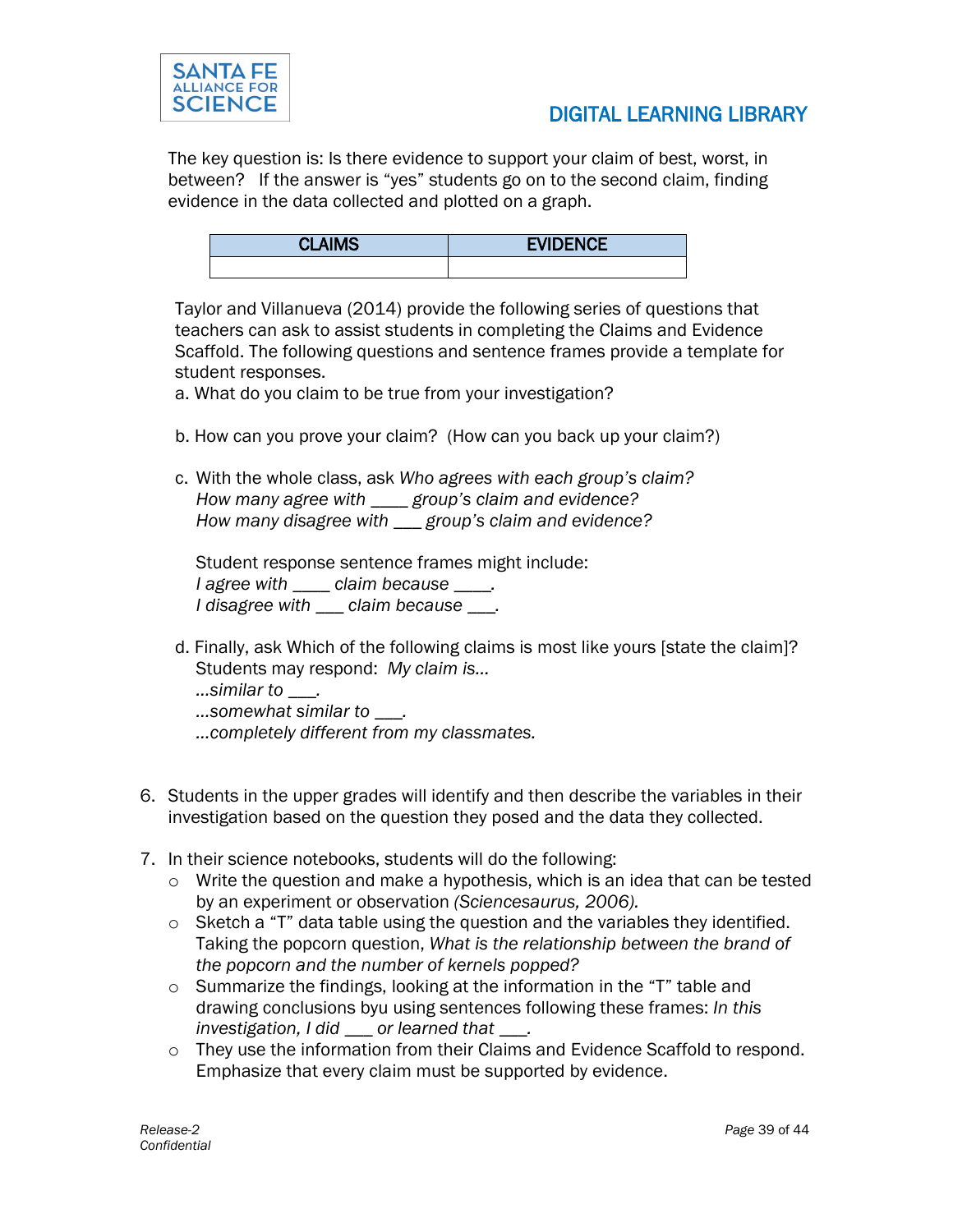The key question is: Is there evidence to support your claim of best, worst, in between? If the answer is "yes" students go on to the second claim, finding evidence in the data collected and plotted on a graph.

| CLAIMS | EVIDENCE |
|---|---|
| | |

Taylor and Villanueva (2014) provide the following series of questions that teachers can ask to assist students in completing the Claims and Evidence Scaffold. The following questions and sentence frames provide a template for student responses.

a. What do you claim to be true from your investigation?

b. How can you prove your claim? (How can you back up your claim?)

c. With the whole class, ask *Who agrees with each group's claim?*
   *How many agree with ____ group's claim and evidence?*
   *How many disagree with ___ group's claim and evidence?*

   Student response sentence frames might include:
   *I agree with ____ claim because ____.*
   *I disagree with ___ claim because ___.*

d. Finally, ask Which of the following claims is most like yours [state the claim]?
   Students may respond: *My claim is…*
   *…similar to ___.*
   *…somewhat similar to ___.*
   *…completely different from my classmates.*

6. Students in the upper grades will identify and then describe the variables in their investigation based on the question they posed and the data they collected.

7. In their science notebooks, students will do the following:
   - Write the question and make a hypothesis, which is an idea that can be tested by an experiment or observation *(Sciencesaurus, 2006).*
   - Sketch a "T" data table using the question and the variables they identified. Taking the popcorn question, *What is the relationship between the brand of the popcorn and the number of kernels popped?*
   - Summarize the findings, looking at the information in the "T" table and drawing conclusions byu using sentences following these frames: *In this investigation, I did ___ or learned that ___.*
   - They use the information from their Claims and Evidence Scaffold to respond. Emphasize that every claim must be supported by evidence.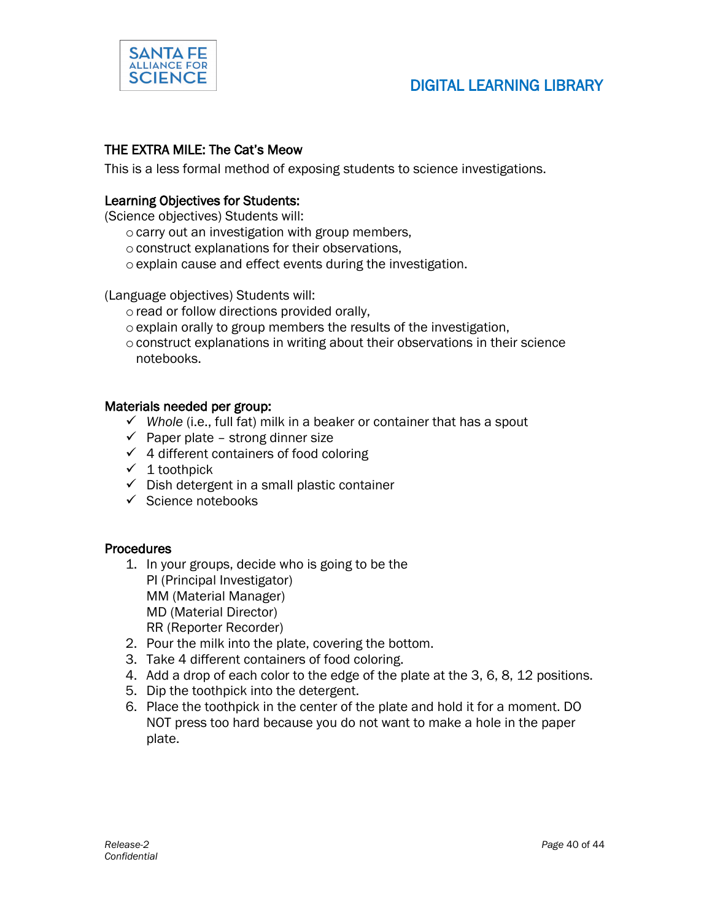## THE EXTRA MILE: The Cat's Meow

This is a less formal method of exposing students to science investigations.

### Learning Objectives for Students:

(Science objectives) Students will:

- carry out an investigation with group members,
- construct explanations for their observations,
- explain cause and effect events during the investigation.

(Language objectives) Students will:

- read or follow directions provided orally,
- explain orally to group members the results of the investigation,
- construct explanations in writing about their observations in their science notebooks.

### Materials needed per group:

- ✓ *Whole* (i.e., full fat) milk in a beaker or container that has a spout
- ✓ Paper plate – strong dinner size
- ✓ 4 different containers of food coloring
- ✓ 1 toothpick
- ✓ Dish detergent in a small plastic container
- ✓ Science notebooks

### Procedures

1. In your groups, decide who is going to be the
   PI (Principal Investigator)
   MM (Material Manager)
   MD (Material Director)
   RR (Reporter Recorder)
2. Pour the milk into the plate, covering the bottom.
3. Take 4 different containers of food coloring.
4. Add a drop of each color to the edge of the plate at the 3, 6, 8, 12 positions.
5. Dip the toothpick into the detergent.
6. Place the toothpick in the center of the plate and hold it for a moment. DO NOT press too hard because you do not want to make a hole in the paper plate.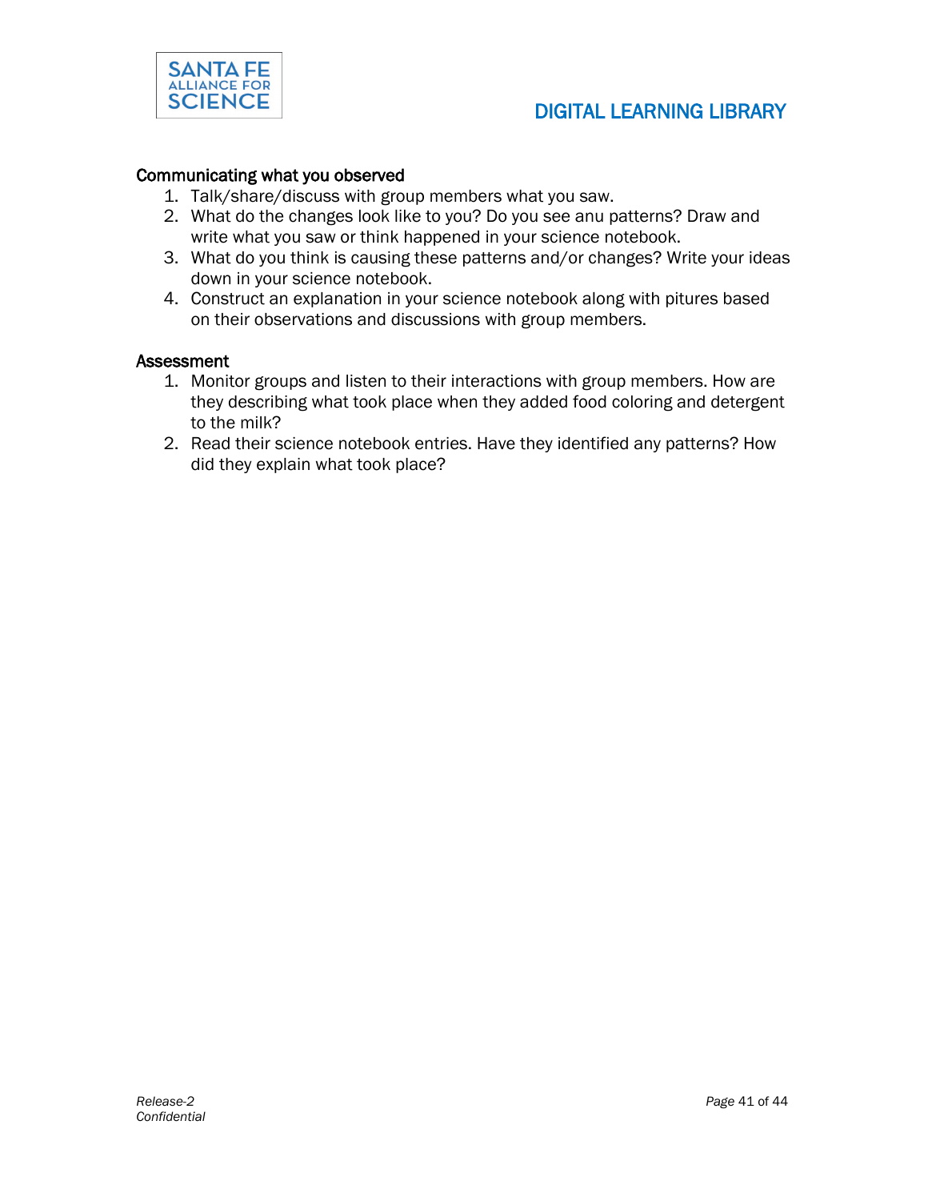### Communicating what you observed

1. Talk/share/discuss with group members what you saw.
2. What do the changes look like to you? Do you see anu patterns? Draw and write what you saw or think happened in your science notebook.
3. What do you think is causing these patterns and/or changes? Write your ideas down in your science notebook.
4. Construct an explanation in your science notebook along with pitures based on their observations and discussions with group members.

### Assessment

1. Monitor groups and listen to their interactions with group members. How are they describing what took place when they added food coloring and detergent to the milk?
2. Read their science notebook entries. Have they identified any patterns? How did they explain what took place?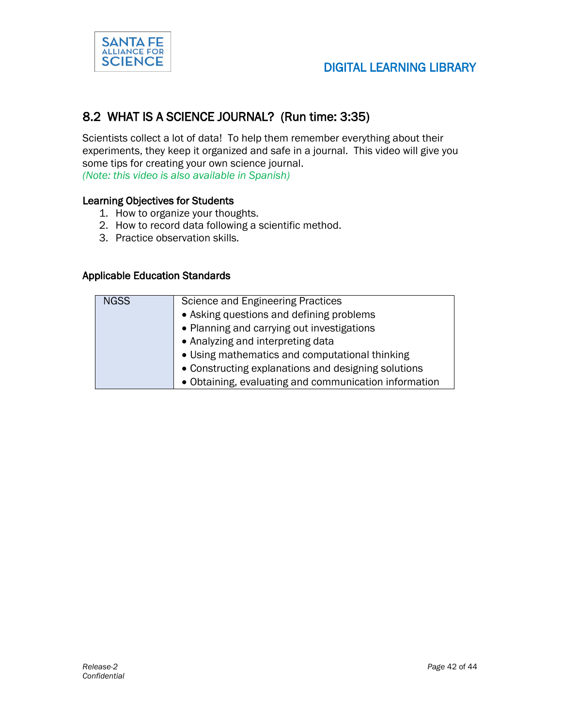## 8.2 WHAT IS A SCIENCE JOURNAL? (Run time: 3:35)

Scientists collect a lot of data! To help them remember everything about their experiments, they keep it organized and safe in a journal. This video will give you some tips for creating your own science journal.
*(Note: this video is also available in Spanish)*

#### Learning Objectives for Students

1. How to organize your thoughts.
2. How to record data following a scientific method.
3. Practice observation skills.

#### Applicable Education Standards

| NGSS | Science and Engineering Practices<br>• Asking questions and defining problems<br>• Planning and carrying out investigations<br>• Analyzing and interpreting data<br>• Using mathematics and computational thinking<br>• Constructing explanations and designing solutions<br>• Obtaining, evaluating and communication information |
|---|---|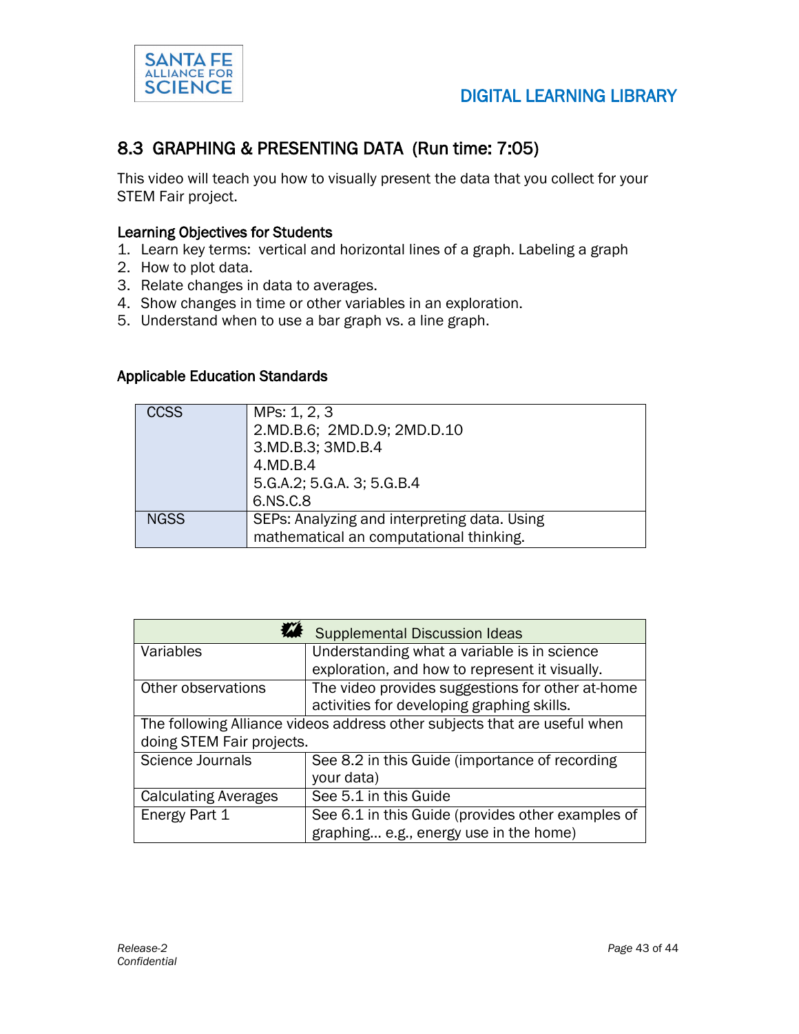## 8.3 GRAPHING & PRESENTING DATA (Run time: 7:05)

This video will teach you how to visually present the data that you collect for your STEM Fair project.

**Learning Objectives for Students**

1. Learn key terms: vertical and horizontal lines of a graph. Labeling a graph
2. How to plot data.
3. Relate changes in data to averages.
4. Show changes in time or other variables in an exploration.
5. Understand when to use a bar graph vs. a line graph.

**Applicable Education Standards**

| | |
|---|---|
| CCSS | MPs: 1, 2, 3<br>2.MD.B.6; 2MD.D.9; 2MD.D.10<br>3.MD.B.3; 3MD.B.4<br>4.MD.B.4<br>5.G.A.2; 5.G.A. 3; 5.G.B.4<br>6.NS.C.8 |
| NGSS | SEPs: Analyzing and interpreting data. Using mathematical an computational thinking. |

| Supplemental Discussion Ideas | |
|---|---|
| Variables | Understanding what a variable is in science exploration, and how to represent it visually. |
| Other observations | The video provides suggestions for other at-home activities for developing graphing skills. |
| The following Alliance videos address other subjects that are useful when doing STEM Fair projects. | |
| Science Journals | See 8.2 in this Guide (importance of recording your data) |
| Calculating Averages | See 5.1 in this Guide |
| Energy Part 1 | See 6.1 in this Guide (provides other examples of graphing... e.g., energy use in the home) |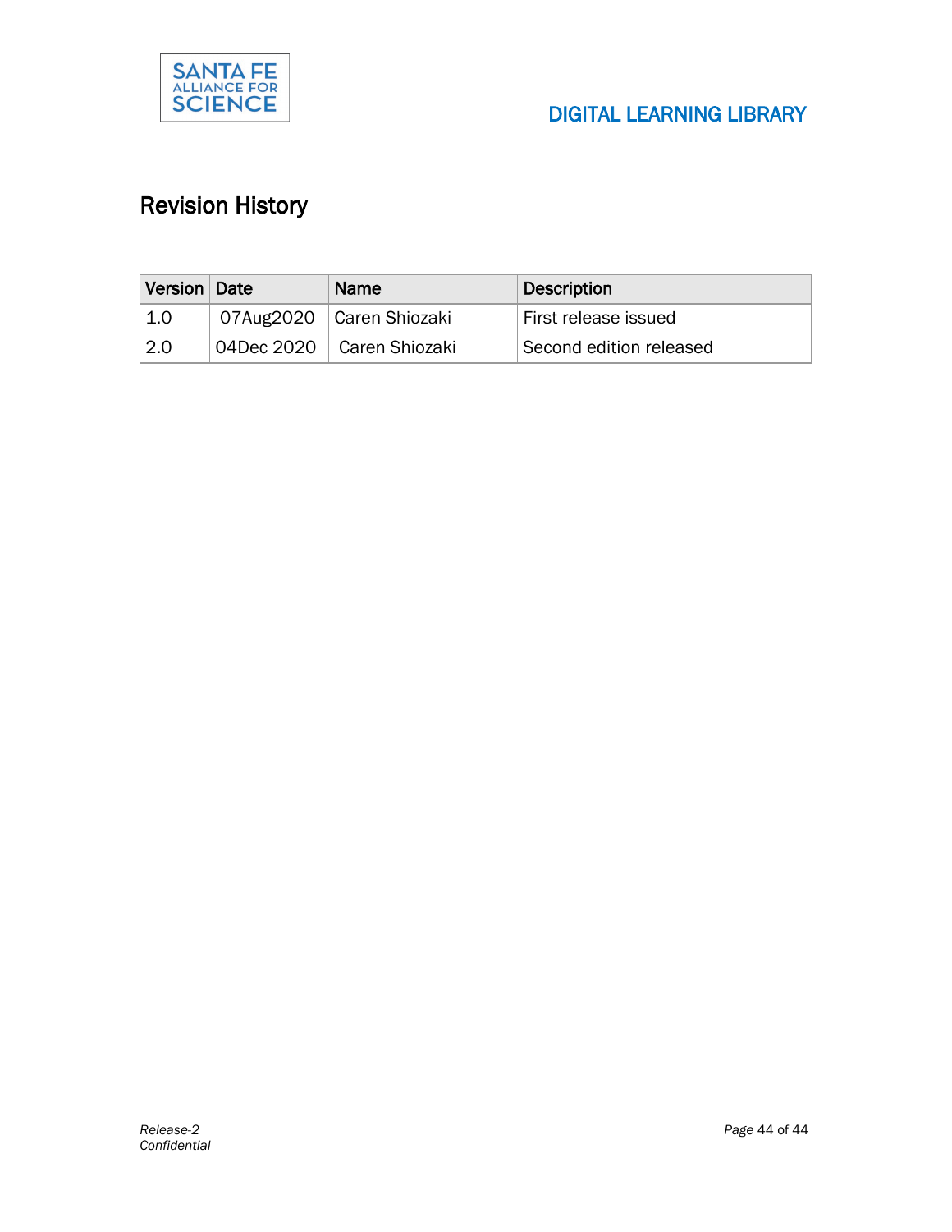## Revision History

| Version | Date | Name | Description |
|---|---|---|---|
| 1.0 | 07Aug2020 | Caren Shiozaki | First release issued |
| 2.0 | 04Dec 2020 | Caren Shiozaki | Second edition released |